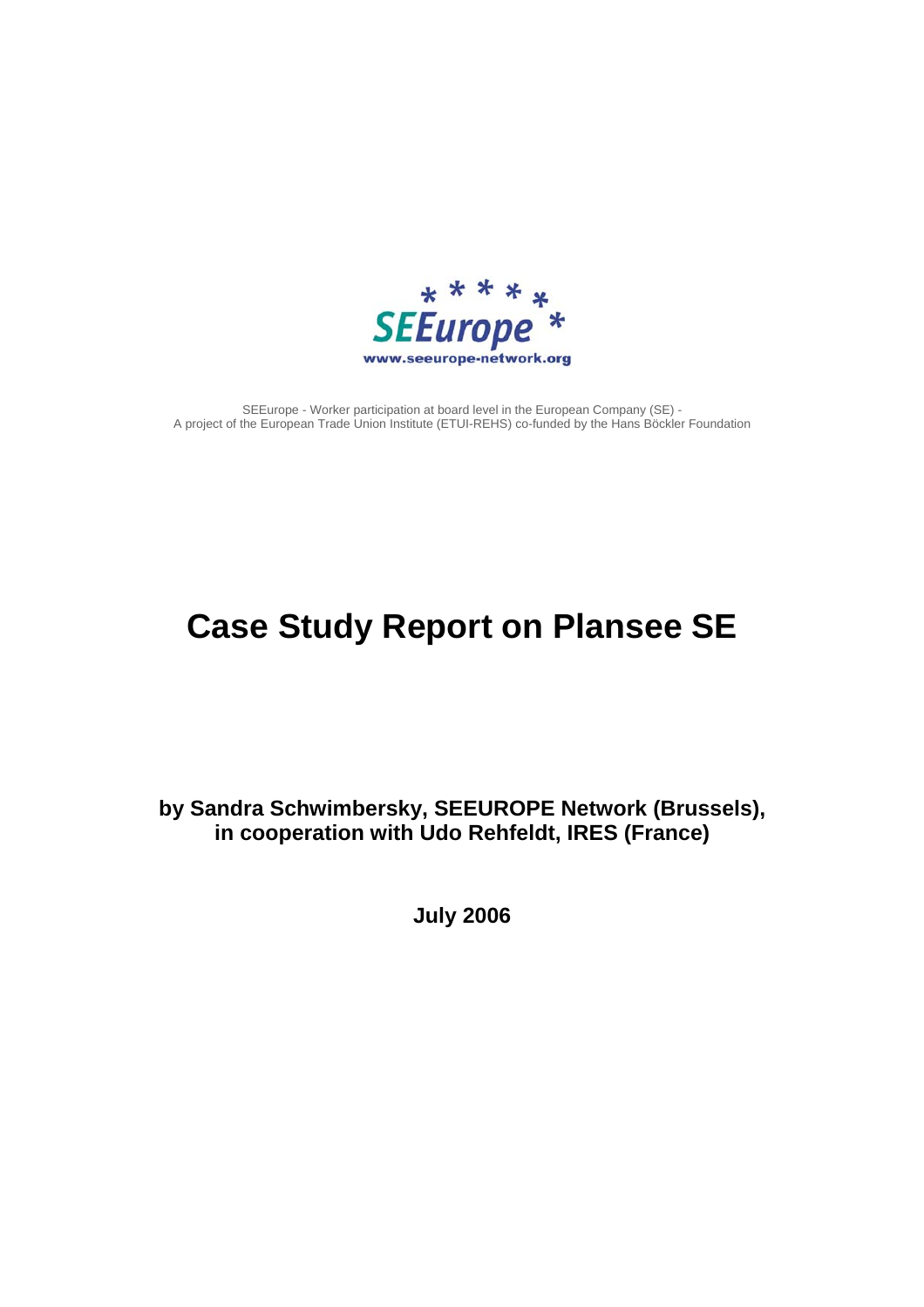SEEurope

www.seeurope-network.org

SEEurope - Worker participation at board level in the European Company (SE) -
A project of the European Trade Union Institute (ETUI-REHS) co-funded by the Hans Böckler Foundation

# Case Study Report on Plansee SE

**by Sandra Schwimbersky, SEEUROPE Network (Brussels), in cooperation with Udo Rehfeldt, IRES (France)**

**July 2006**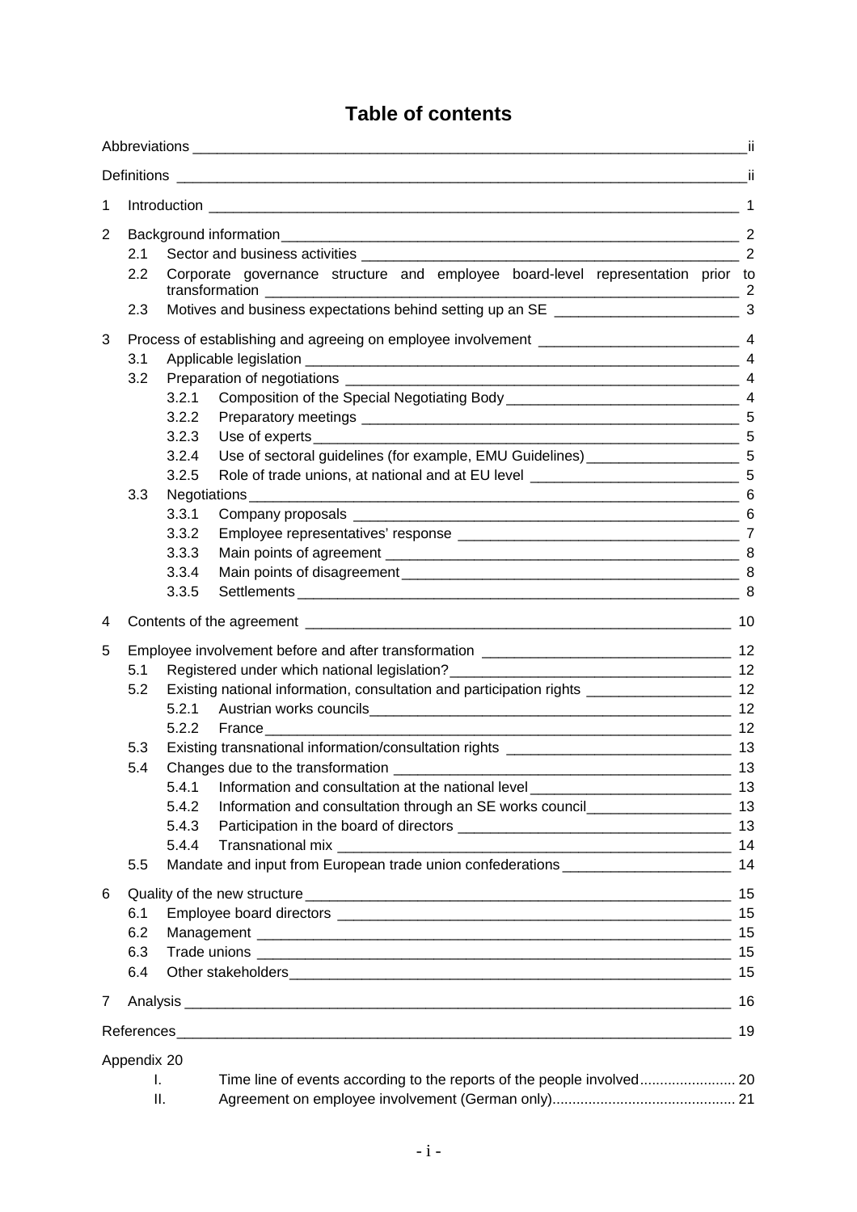# Table of contents

Abbreviations ii

Definitions ii

1 Introduction 1

2 Background information 2
- 2.1 Sector and business activities 2
- 2.2 Corporate governance structure and employee board-level representation prior to transformation 2
- 2.3 Motives and business expectations behind setting up an SE 3

3 Process of establishing and agreeing on employee involvement 4
- 3.1 Applicable legislation 4
- 3.2 Preparation of negotiations 4
  - 3.2.1 Composition of the Special Negotiating Body 4
  - 3.2.2 Preparatory meetings 5
  - 3.2.3 Use of experts 5
  - 3.2.4 Use of sectoral guidelines (for example, EMU Guidelines) 5
  - 3.2.5 Role of trade unions, at national and at EU level 5
- 3.3 Negotiations 6
  - 3.3.1 Company proposals 6
  - 3.3.2 Employee representatives' response 7
  - 3.3.3 Main points of agreement 8
  - 3.3.4 Main points of disagreement 8
  - 3.3.5 Settlements 8

4 Contents of the agreement 10

5 Employee involvement before and after transformation 12
- 5.1 Registered under which national legislation? 12
- 5.2 Existing national information, consultation and participation rights 12
  - 5.2.1 Austrian works councils 12
  - 5.2.2 France 12
- 5.3 Existing transnational information/consultation rights 13
- 5.4 Changes due to the transformation 13
  - 5.4.1 Information and consultation at the national level 13
  - 5.4.2 Information and consultation through an SE works council 13
  - 5.4.3 Participation in the board of directors 13
  - 5.4.4 Transnational mix 14
- 5.5 Mandate and input from European trade union confederations 14

6 Quality of the new structure 15
- 6.1 Employee board directors 15
- 6.2 Management 15
- 6.3 Trade unions 15
- 6.4 Other stakeholders 15

7 Analysis 16

References 19

Appendix 20
- I. Time line of events according to the reports of the people involved 20
- II. Agreement on employee involvement (German only) 21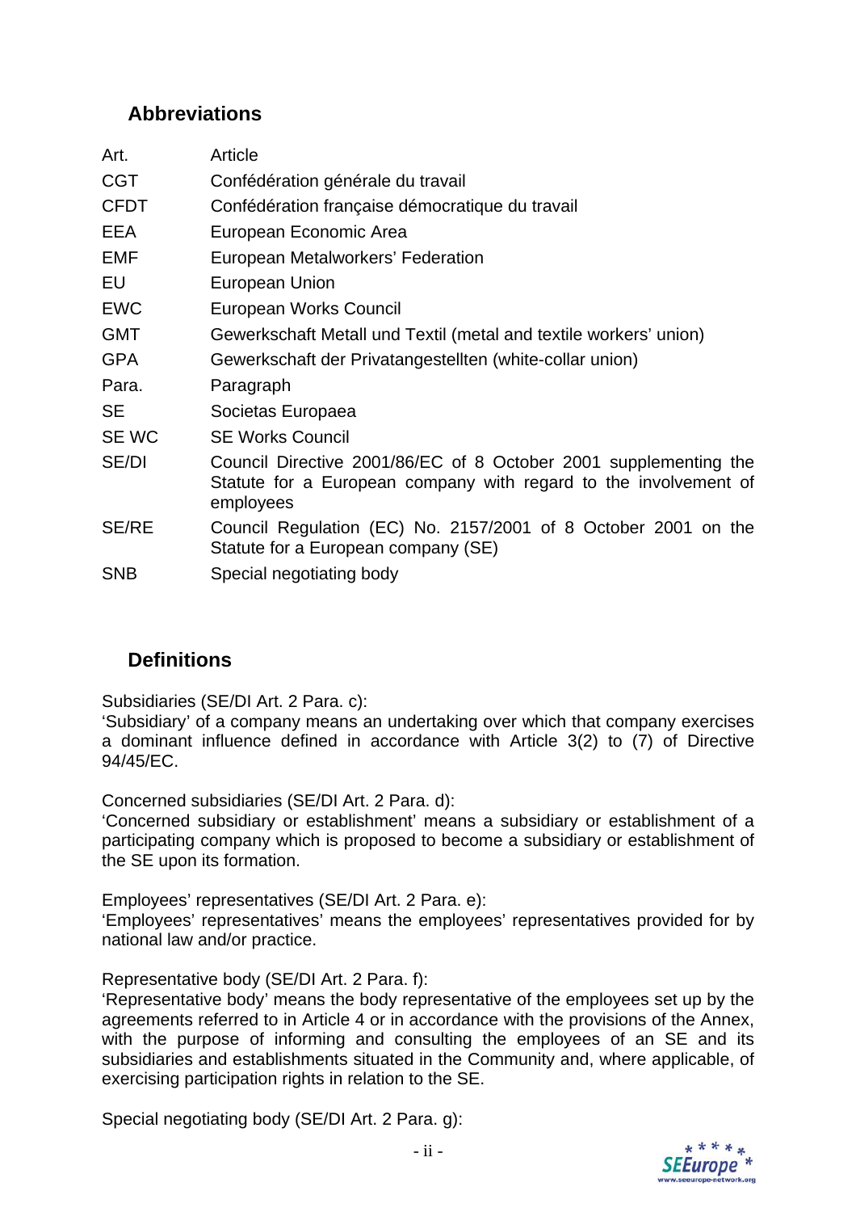## Abbreviations

| | |
|---|---|
| Art. | Article |
| CGT | Confédération générale du travail |
| CFDT | Confédération française démocratique du travail |
| EEA | European Economic Area |
| EMF | European Metalworkers' Federation |
| EU | European Union |
| EWC | European Works Council |
| GMT | Gewerkschaft Metall und Textil (metal and textile workers' union) |
| GPA | Gewerkschaft der Privatangestellten (white-collar union) |
| Para. | Paragraph |
| SE | Societas Europaea |
| SE WC | SE Works Council |
| SE/DI | Council Directive 2001/86/EC of 8 October 2001 supplementing the Statute for a European company with regard to the involvement of employees |
| SE/RE | Council Regulation (EC) No. 2157/2001 of 8 October 2001 on the Statute for a European company (SE) |
| SNB | Special negotiating body |

## Definitions

Subsidiaries (SE/DI Art. 2 Para. c):
'Subsidiary' of a company means an undertaking over which that company exercises a dominant influence defined in accordance with Article 3(2) to (7) of Directive 94/45/EC.

Concerned subsidiaries (SE/DI Art. 2 Para. d):
'Concerned subsidiary or establishment' means a subsidiary or establishment of a participating company which is proposed to become a subsidiary or establishment of the SE upon its formation.

Employees' representatives (SE/DI Art. 2 Para. e):
'Employees' representatives' means the employees' representatives provided for by national law and/or practice.

Representative body (SE/DI Art. 2 Para. f):
'Representative body' means the body representative of the employees set up by the agreements referred to in Article 4 or in accordance with the provisions of the Annex, with the purpose of informing and consulting the employees of an SE and its subsidiaries and establishments situated in the Community and, where applicable, of exercising participation rights in relation to the SE.

Special negotiating body (SE/DI Art. 2 Para. g):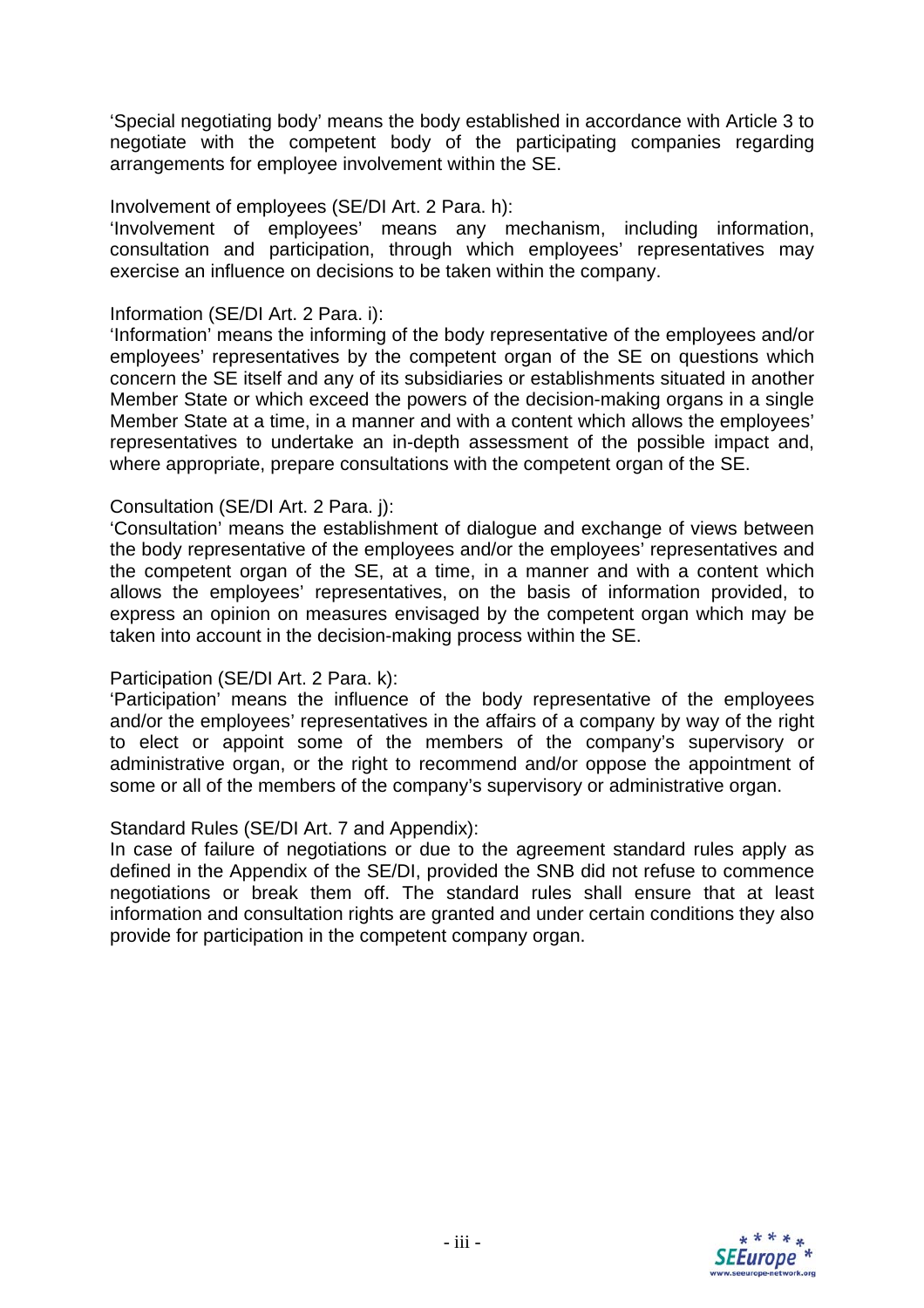'Special negotiating body' means the body established in accordance with Article 3 to negotiate with the competent body of the participating companies regarding arrangements for employee involvement within the SE.

Involvement of employees (SE/DI Art. 2 Para. h):
'Involvement of employees' means any mechanism, including information, consultation and participation, through which employees' representatives may exercise an influence on decisions to be taken within the company.

Information (SE/DI Art. 2 Para. i):
'Information' means the informing of the body representative of the employees and/or employees' representatives by the competent organ of the SE on questions which concern the SE itself and any of its subsidiaries or establishments situated in another Member State or which exceed the powers of the decision-making organs in a single Member State at a time, in a manner and with a content which allows the employees' representatives to undertake an in-depth assessment of the possible impact and, where appropriate, prepare consultations with the competent organ of the SE.

Consultation (SE/DI Art. 2 Para. j):
'Consultation' means the establishment of dialogue and exchange of views between the body representative of the employees and/or the employees' representatives and the competent organ of the SE, at a time, in a manner and with a content which allows the employees' representatives, on the basis of information provided, to express an opinion on measures envisaged by the competent organ which may be taken into account in the decision-making process within the SE.

Participation (SE/DI Art. 2 Para. k):
'Participation' means the influence of the body representative of the employees and/or the employees' representatives in the affairs of a company by way of the right to elect or appoint some of the members of the company's supervisory or administrative organ, or the right to recommend and/or oppose the appointment of some or all of the members of the company's supervisory or administrative organ.

Standard Rules (SE/DI Art. 7 and Appendix):
In case of failure of negotiations or due to the agreement standard rules apply as defined in the Appendix of the SE/DI, provided the SNB did not refuse to commence negotiations or break them off. The standard rules shall ensure that at least information and consultation rights are granted and under certain conditions they also provide for participation in the competent company organ.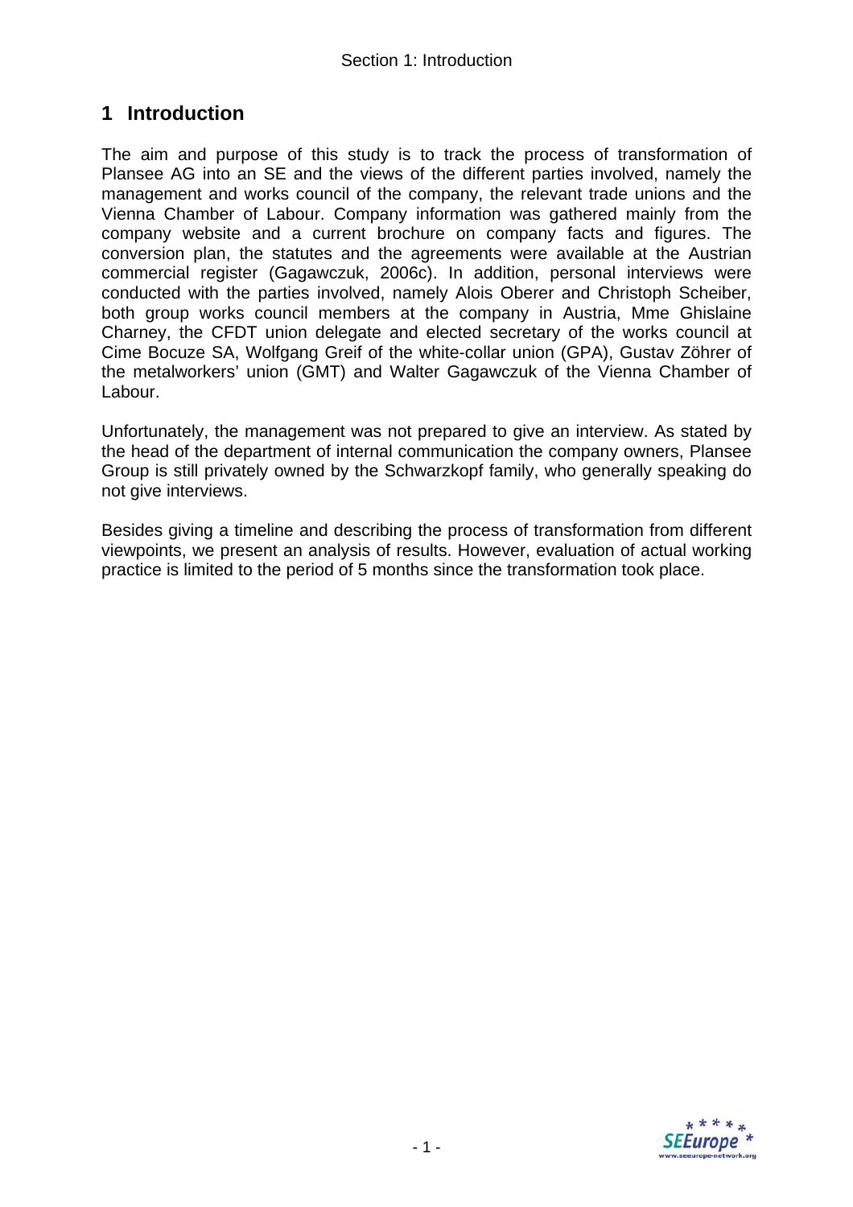# 1 Introduction

The aim and purpose of this study is to track the process of transformation of Plansee AG into an SE and the views of the different parties involved, namely the management and works council of the company, the relevant trade unions and the Vienna Chamber of Labour. Company information was gathered mainly from the company website and a current brochure on company facts and figures. The conversion plan, the statutes and the agreements were available at the Austrian commercial register (Gagawczuk, 2006c). In addition, personal interviews were conducted with the parties involved, namely Alois Oberer and Christoph Scheiber, both group works council members at the company in Austria, Mme Ghislaine Charney, the CFDT union delegate and elected secretary of the works council at Cime Bocuze SA, Wolfgang Greif of the white-collar union (GPA), Gustav Zöhrer of the metalworkers' union (GMT) and Walter Gagawczuk of the Vienna Chamber of Labour.

Unfortunately, the management was not prepared to give an interview. As stated by the head of the department of internal communication the company owners, Plansee Group is still privately owned by the Schwarzkopf family, who generally speaking do not give interviews.

Besides giving a timeline and describing the process of transformation from different viewpoints, we present an analysis of results. However, evaluation of actual working practice is limited to the period of 5 months since the transformation took place.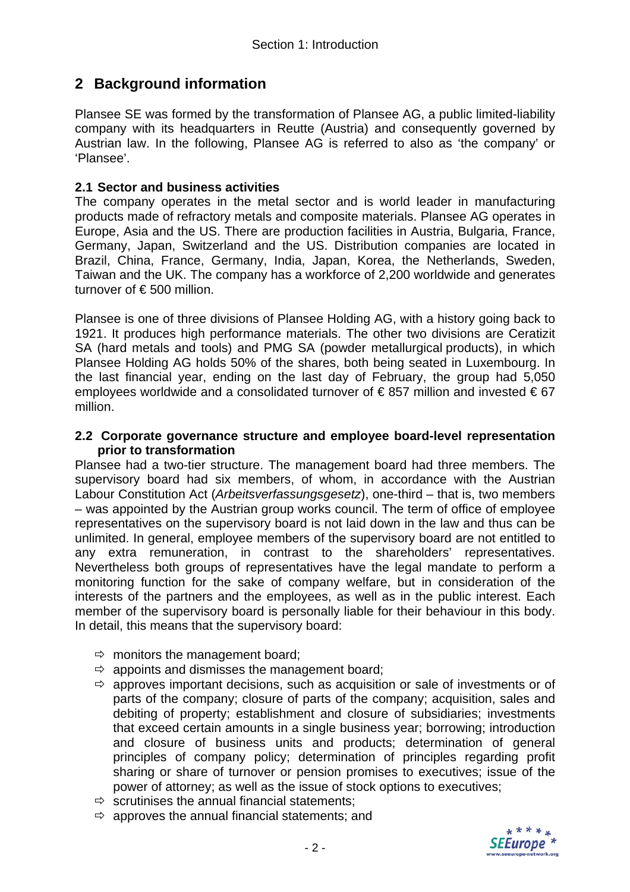## 2 Background information

Plansee SE was formed by the transformation of Plansee AG, a public limited-liability company with its headquarters in Reutte (Austria) and consequently governed by Austrian law. In the following, Plansee AG is referred to also as 'the company' or 'Plansee'.

### 2.1 Sector and business activities

The company operates in the metal sector and is world leader in manufacturing products made of refractory metals and composite materials. Plansee AG operates in Europe, Asia and the US. There are production facilities in Austria, Bulgaria, France, Germany, Japan, Switzerland and the US. Distribution companies are located in Brazil, China, France, Germany, India, Japan, Korea, the Netherlands, Sweden, Taiwan and the UK. The company has a workforce of 2,200 worldwide and generates turnover of € 500 million.

Plansee is one of three divisions of Plansee Holding AG, with a history going back to 1921. It produces high performance materials. The other two divisions are Ceratizit SA (hard metals and tools) and PMG SA (powder metallurgical products), in which Plansee Holding AG holds 50% of the shares, both being seated in Luxembourg. In the last financial year, ending on the last day of February, the group had 5,050 employees worldwide and a consolidated turnover of € 857 million and invested € 67 million.

### 2.2 Corporate governance structure and employee board-level representation prior to transformation

Plansee had a two-tier structure. The management board had three members. The supervisory board had six members, of whom, in accordance with the Austrian Labour Constitution Act (*Arbeitsverfassungsgesetz*), one-third – that is, two members – was appointed by the Austrian group works council. The term of office of employee representatives on the supervisory board is not laid down in the law and thus can be unlimited. In general, employee members of the supervisory board are not entitled to any extra remuneration, in contrast to the shareholders' representatives. Nevertheless both groups of representatives have the legal mandate to perform a monitoring function for the sake of company welfare, but in consideration of the interests of the partners and the employees, as well as in the public interest. Each member of the supervisory board is personally liable for their behaviour in this body. In detail, this means that the supervisory board:

- ⇨ monitors the management board;
- ⇨ appoints and dismisses the management board;
- ⇨ approves important decisions, such as acquisition or sale of investments or of parts of the company; closure of parts of the company; acquisition, sales and debiting of property; establishment and closure of subsidiaries; investments that exceed certain amounts in a single business year; borrowing; introduction and closure of business units and products; determination of general principles of company policy; determination of principles regarding profit sharing or share of turnover or pension promises to executives; issue of the power of attorney; as well as the issue of stock options to executives;
- ⇨ scrutinises the annual financial statements;
- ⇨ approves the annual financial statements; and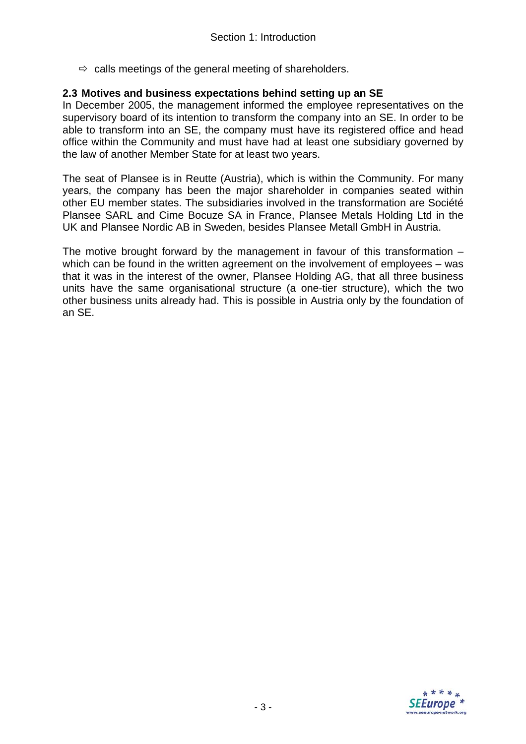- ⇨ calls meetings of the general meeting of shareholders.

### 2.3 Motives and business expectations behind setting up an SE

In December 2005, the management informed the employee representatives on the supervisory board of its intention to transform the company into an SE. In order to be able to transform into an SE, the company must have its registered office and head office within the Community and must have had at least one subsidiary governed by the law of another Member State for at least two years.

The seat of Plansee is in Reutte (Austria), which is within the Community. For many years, the company has been the major shareholder in companies seated within other EU member states. The subsidiaries involved in the transformation are Société Plansee SARL and Cime Bocuze SA in France, Plansee Metals Holding Ltd in the UK and Plansee Nordic AB in Sweden, besides Plansee Metall GmbH in Austria.

The motive brought forward by the management in favour of this transformation – which can be found in the written agreement on the involvement of employees – was that it was in the interest of the owner, Plansee Holding AG, that all three business units have the same organisational structure (a one-tier structure), which the two other business units already had. This is possible in Austria only by the foundation of an SE.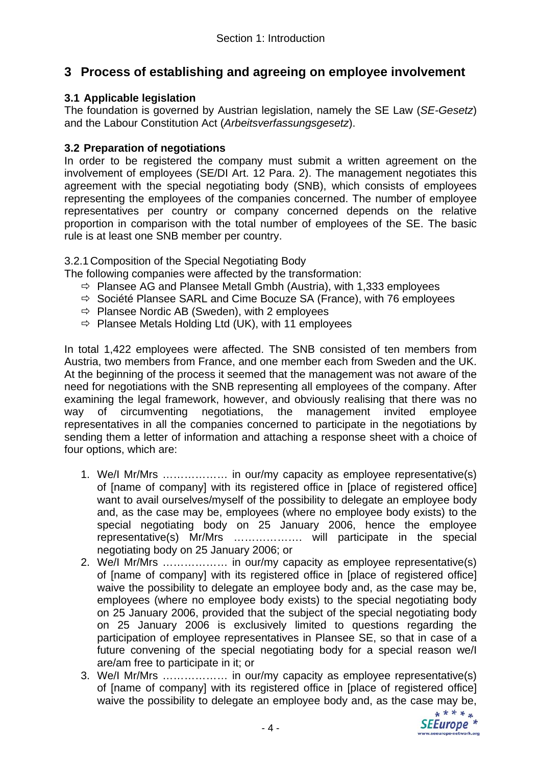## 3 Process of establishing and agreeing on employee involvement

### 3.1 Applicable legislation

The foundation is governed by Austrian legislation, namely the SE Law (*SE-Gesetz*) and the Labour Constitution Act (*Arbeitsverfassungsgesetz*).

### 3.2 Preparation of negotiations

In order to be registered the company must submit a written agreement on the involvement of employees (SE/DI Art. 12 Para. 2). The management negotiates this agreement with the special negotiating body (SNB), which consists of employees representing the employees of the companies concerned. The number of employee representatives per country or company concerned depends on the relative proportion in comparison with the total number of employees of the SE. The basic rule is at least one SNB member per country.

3.2.1 Composition of the Special Negotiating Body

The following companies were affected by the transformation:

- ⇨ Plansee AG and Plansee Metall Gmbh (Austria), with 1,333 employees
- ⇨ Société Plansee SARL and Cime Bocuze SA (France), with 76 employees
- ⇨ Plansee Nordic AB (Sweden), with 2 employees
- ⇨ Plansee Metals Holding Ltd (UK), with 11 employees

In total 1,422 employees were affected. The SNB consisted of ten members from Austria, two members from France, and one member each from Sweden and the UK. At the beginning of the process it seemed that the management was not aware of the need for negotiations with the SNB representing all employees of the company. After examining the legal framework, however, and obviously realising that there was no way of circumventing negotiations, the management invited employee representatives in all the companies concerned to participate in the negotiations by sending them a letter of information and attaching a response sheet with a choice of four options, which are:

1. We/I Mr/Mrs ……………… in our/my capacity as employee representative(s) of [name of company] with its registered office in [place of registered office] want to avail ourselves/myself of the possibility to delegate an employee body and, as the case may be, employees (where no employee body exists) to the special negotiating body on 25 January 2006, hence the employee representative(s) Mr/Mrs ………………. will participate in the special negotiating body on 25 January 2006; or
2. We/I Mr/Mrs ……………… in our/my capacity as employee representative(s) of [name of company] with its registered office in [place of registered office] waive the possibility to delegate an employee body and, as the case may be, employees (where no employee body exists) to the special negotiating body on 25 January 2006, provided that the subject of the special negotiating body on 25 January 2006 is exclusively limited to questions regarding the participation of employee representatives in Plansee SE, so that in case of a future convening of the special negotiating body for a special reason we/I are/am free to participate in it; or
3. We/I Mr/Mrs ……………… in our/my capacity as employee representative(s) of [name of company] with its registered office in [place of registered office] waive the possibility to delegate an employee body and, as the case may be,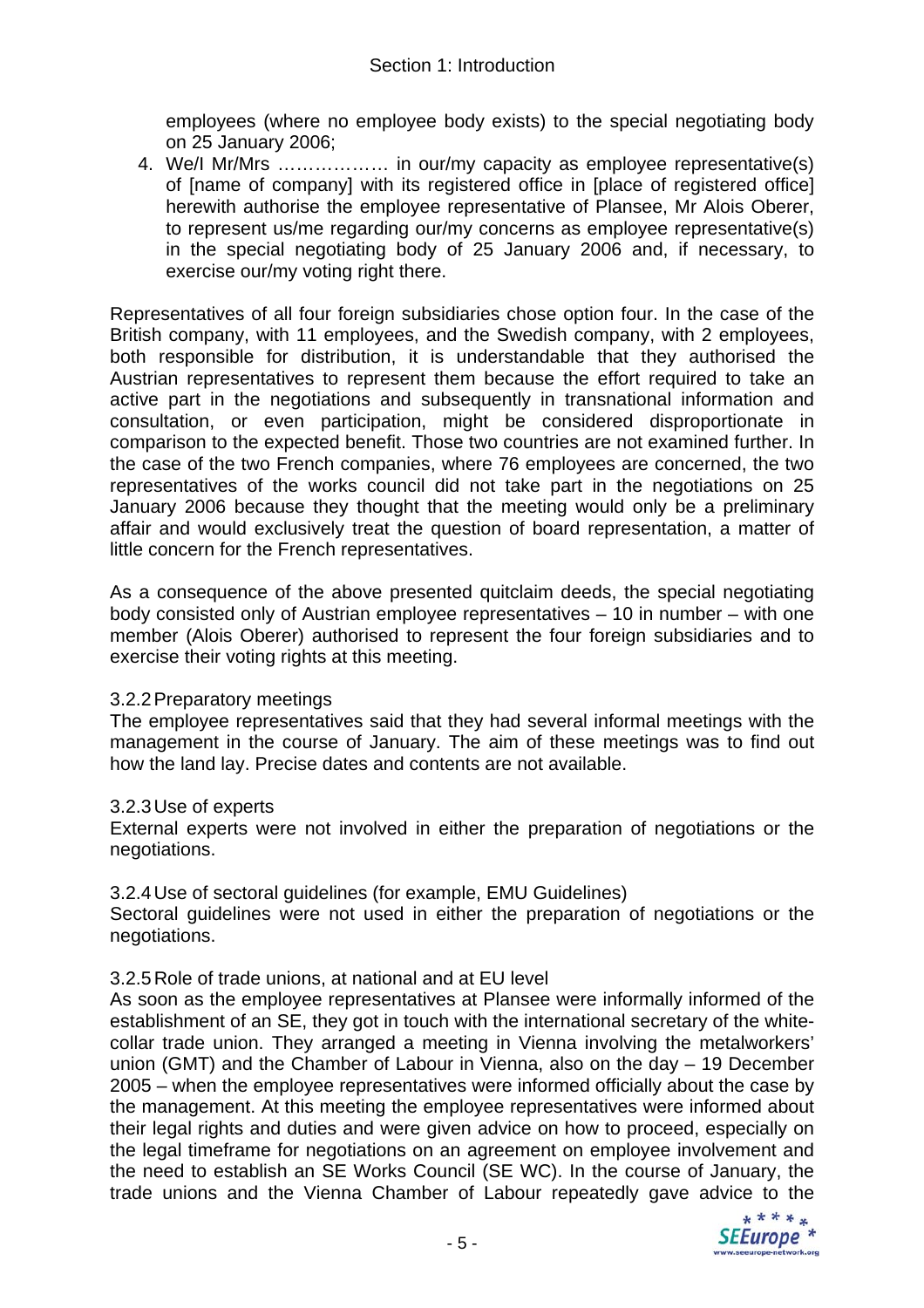employees (where no employee body exists) to the special negotiating body on 25 January 2006;

4. We/I Mr/Mrs ……………… in our/my capacity as employee representative(s) of [name of company] with its registered office in [place of registered office] herewith authorise the employee representative of Plansee, Mr Alois Oberer, to represent us/me regarding our/my concerns as employee representative(s) in the special negotiating body of 25 January 2006 and, if necessary, to exercise our/my voting right there.

Representatives of all four foreign subsidiaries chose option four. In the case of the British company, with 11 employees, and the Swedish company, with 2 employees, both responsible for distribution, it is understandable that they authorised the Austrian representatives to represent them because the effort required to take an active part in the negotiations and subsequently in transnational information and consultation, or even participation, might be considered disproportionate in comparison to the expected benefit. Those two countries are not examined further. In the case of the two French companies, where 76 employees are concerned, the two representatives of the works council did not take part in the negotiations on 25 January 2006 because they thought that the meeting would only be a preliminary affair and would exclusively treat the question of board representation, a matter of little concern for the French representatives.

As a consequence of the above presented quitclaim deeds, the special negotiating body consisted only of Austrian employee representatives – 10 in number – with one member (Alois Oberer) authorised to represent the four foreign subsidiaries and to exercise their voting rights at this meeting.

### 3.2.2 Preparatory meetings

The employee representatives said that they had several informal meetings with the management in the course of January. The aim of these meetings was to find out how the land lay. Precise dates and contents are not available.

### 3.2.3 Use of experts

External experts were not involved in either the preparation of negotiations or the negotiations.

### 3.2.4 Use of sectoral guidelines (for example, EMU Guidelines)

Sectoral guidelines were not used in either the preparation of negotiations or the negotiations.

### 3.2.5 Role of trade unions, at national and at EU level

As soon as the employee representatives at Plansee were informally informed of the establishment of an SE, they got in touch with the international secretary of the white-collar trade union. They arranged a meeting in Vienna involving the metalworkers' union (GMT) and the Chamber of Labour in Vienna, also on the day – 19 December 2005 – when the employee representatives were informed officially about the case by the management. At this meeting the employee representatives were informed about their legal rights and duties and were given advice on how to proceed, especially on the legal timeframe for negotiations on an agreement on employee involvement and the need to establish an SE Works Council (SE WC). In the course of January, the trade unions and the Vienna Chamber of Labour repeatedly gave advice to the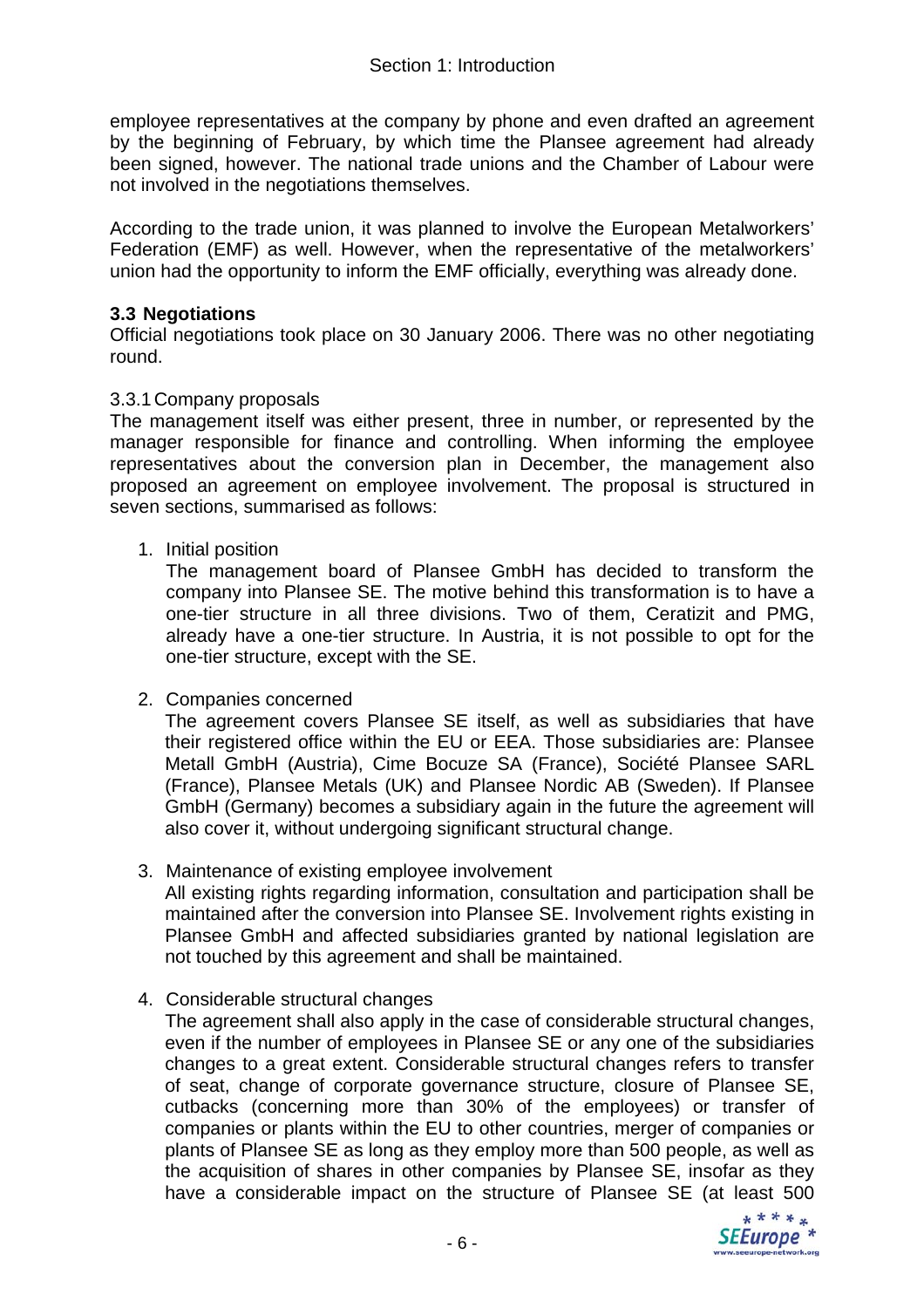employee representatives at the company by phone and even drafted an agreement by the beginning of February, by which time the Plansee agreement had already been signed, however. The national trade unions and the Chamber of Labour were not involved in the negotiations themselves.

According to the trade union, it was planned to involve the European Metalworkers' Federation (EMF) as well. However, when the representative of the metalworkers' union had the opportunity to inform the EMF officially, everything was already done.

### 3.3 Negotiations

Official negotiations took place on 30 January 2006. There was no other negotiating round.

#### 3.3.1 Company proposals

The management itself was either present, three in number, or represented by the manager responsible for finance and controlling. When informing the employee representatives about the conversion plan in December, the management also proposed an agreement on employee involvement. The proposal is structured in seven sections, summarised as follows:

1. Initial position
   The management board of Plansee GmbH has decided to transform the company into Plansee SE. The motive behind this transformation is to have a one-tier structure in all three divisions. Two of them, Ceratizit and PMG, already have a one-tier structure. In Austria, it is not possible to opt for the one-tier structure, except with the SE.

2. Companies concerned
   The agreement covers Plansee SE itself, as well as subsidiaries that have their registered office within the EU or EEA. Those subsidiaries are: Plansee Metall GmbH (Austria), Cime Bocuze SA (France), Société Plansee SARL (France), Plansee Metals (UK) and Plansee Nordic AB (Sweden). If Plansee GmbH (Germany) becomes a subsidiary again in the future the agreement will also cover it, without undergoing significant structural change.

3. Maintenance of existing employee involvement
   All existing rights regarding information, consultation and participation shall be maintained after the conversion into Plansee SE. Involvement rights existing in Plansee GmbH and affected subsidiaries granted by national legislation are not touched by this agreement and shall be maintained.

4. Considerable structural changes
   The agreement shall also apply in the case of considerable structural changes, even if the number of employees in Plansee SE or any one of the subsidiaries changes to a great extent. Considerable structural changes refers to transfer of seat, change of corporate governance structure, closure of Plansee SE, cutbacks (concerning more than 30% of the employees) or transfer of companies or plants within the EU to other countries, merger of companies or plants of Plansee SE as long as they employ more than 500 people, as well as the acquisition of shares in other companies by Plansee SE, insofar as they have a considerable impact on the structure of Plansee SE (at least 500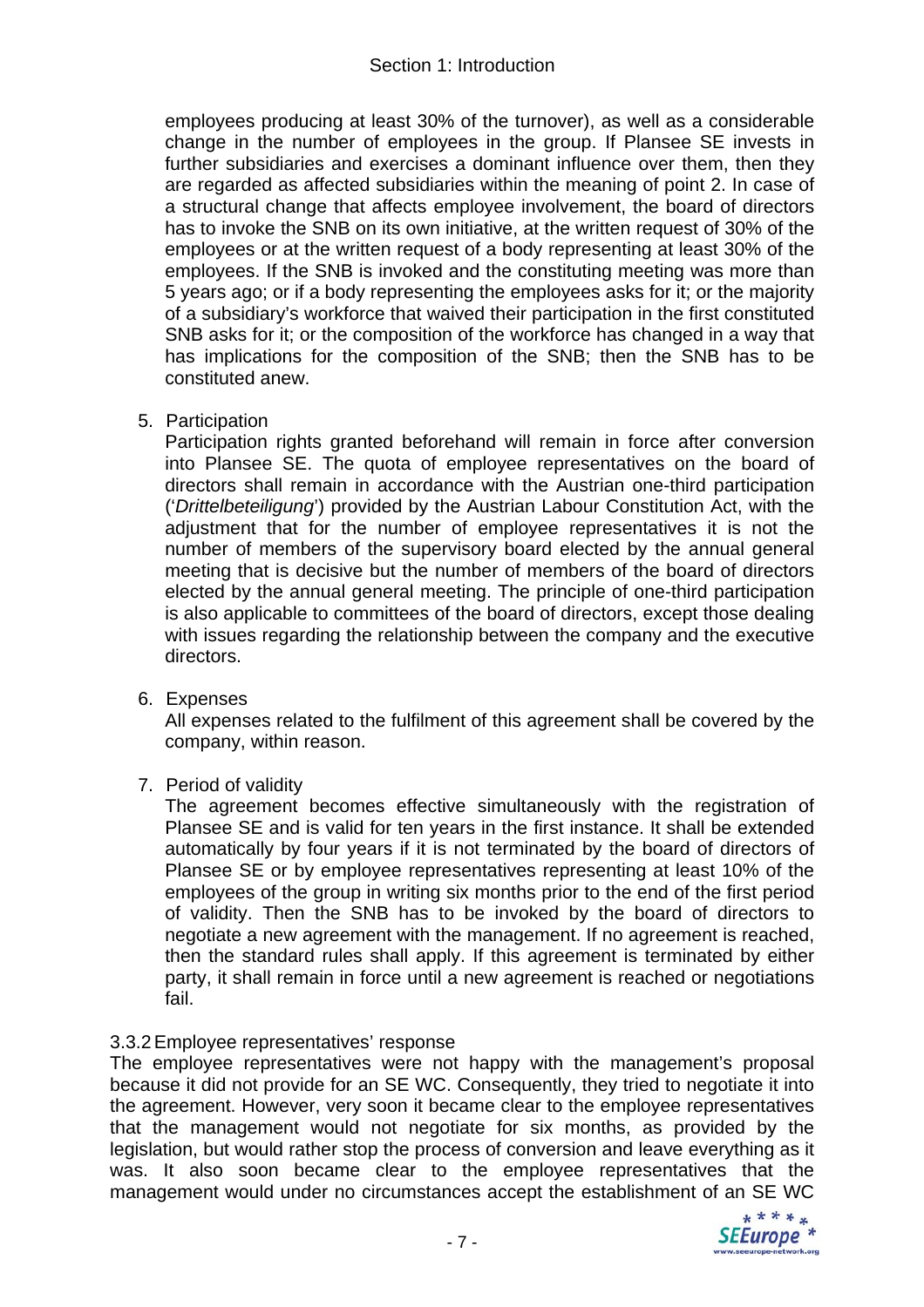employees producing at least 30% of the turnover), as well as a considerable change in the number of employees in the group. If Plansee SE invests in further subsidiaries and exercises a dominant influence over them, then they are regarded as affected subsidiaries within the meaning of point 2. In case of a structural change that affects employee involvement, the board of directors has to invoke the SNB on its own initiative, at the written request of 30% of the employees or at the written request of a body representing at least 30% of the employees. If the SNB is invoked and the constituting meeting was more than 5 years ago; or if a body representing the employees asks for it; or the majority of a subsidiary's workforce that waived their participation in the first constituted SNB asks for it; or the composition of the workforce has changed in a way that has implications for the composition of the SNB; then the SNB has to be constituted anew.

5. Participation
   Participation rights granted beforehand will remain in force after conversion into Plansee SE. The quota of employee representatives on the board of directors shall remain in accordance with the Austrian one-third participation ('*Drittelbeteiligung*') provided by the Austrian Labour Constitution Act, with the adjustment that for the number of employee representatives it is not the number of members of the supervisory board elected by the annual general meeting that is decisive but the number of members of the board of directors elected by the annual general meeting. The principle of one-third participation is also applicable to committees of the board of directors, except those dealing with issues regarding the relationship between the company and the executive directors.

6. Expenses
   All expenses related to the fulfilment of this agreement shall be covered by the company, within reason.

7. Period of validity
   The agreement becomes effective simultaneously with the registration of Plansee SE and is valid for ten years in the first instance. It shall be extended automatically by four years if it is not terminated by the board of directors of Plansee SE or by employee representatives representing at least 10% of the employees of the group in writing six months prior to the end of the first period of validity. Then the SNB has to be invoked by the board of directors to negotiate a new agreement with the management. If no agreement is reached, then the standard rules shall apply. If this agreement is terminated by either party, it shall remain in force until a new agreement is reached or negotiations fail.

### 3.3.2 Employee representatives' response

The employee representatives were not happy with the management's proposal because it did not provide for an SE WC. Consequently, they tried to negotiate it into the agreement. However, very soon it became clear to the employee representatives that the management would not negotiate for six months, as provided by the legislation, but would rather stop the process of conversion and leave everything as it was. It also soon became clear to the employee representatives that the management would under no circumstances accept the establishment of an SE WC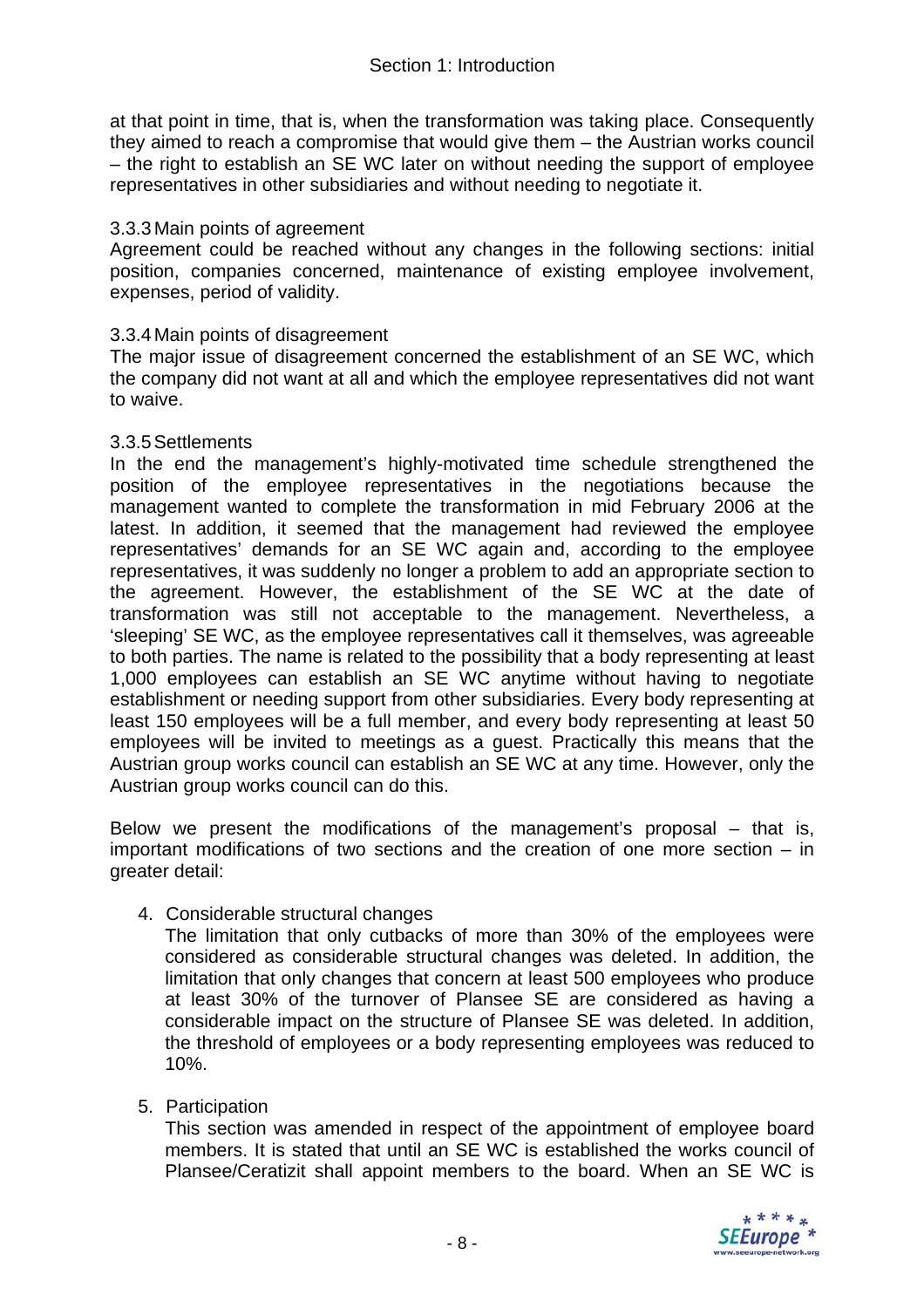at that point in time, that is, when the transformation was taking place. Consequently they aimed to reach a compromise that would give them – the Austrian works council – the right to establish an SE WC later on without needing the support of employee representatives in other subsidiaries and without needing to negotiate it.

#### 3.3.3 Main points of agreement

Agreement could be reached without any changes in the following sections: initial position, companies concerned, maintenance of existing employee involvement, expenses, period of validity.

#### 3.3.4 Main points of disagreement

The major issue of disagreement concerned the establishment of an SE WC, which the company did not want at all and which the employee representatives did not want to waive.

#### 3.3.5 Settlements

In the end the management's highly-motivated time schedule strengthened the position of the employee representatives in the negotiations because the management wanted to complete the transformation in mid February 2006 at the latest. In addition, it seemed that the management had reviewed the employee representatives' demands for an SE WC again and, according to the employee representatives, it was suddenly no longer a problem to add an appropriate section to the agreement. However, the establishment of the SE WC at the date of transformation was still not acceptable to the management. Nevertheless, a 'sleeping' SE WC, as the employee representatives call it themselves, was agreeable to both parties. The name is related to the possibility that a body representing at least 1,000 employees can establish an SE WC anytime without having to negotiate establishment or needing support from other subsidiaries. Every body representing at least 150 employees will be a full member, and every body representing at least 50 employees will be invited to meetings as a guest. Practically this means that the Austrian group works council can establish an SE WC at any time. However, only the Austrian group works council can do this.

Below we present the modifications of the management's proposal – that is, important modifications of two sections and the creation of one more section – in greater detail:

4. Considerable structural changes

   The limitation that only cutbacks of more than 30% of the employees were considered as considerable structural changes was deleted. In addition, the limitation that only changes that concern at least 500 employees who produce at least 30% of the turnover of Plansee SE are considered as having a considerable impact on the structure of Plansee SE was deleted. In addition, the threshold of employees or a body representing employees was reduced to 10%.

5. Participation

   This section was amended in respect of the appointment of employee board members. It is stated that until an SE WC is established the works council of Plansee/Ceratizit shall appoint members to the board. When an SE WC is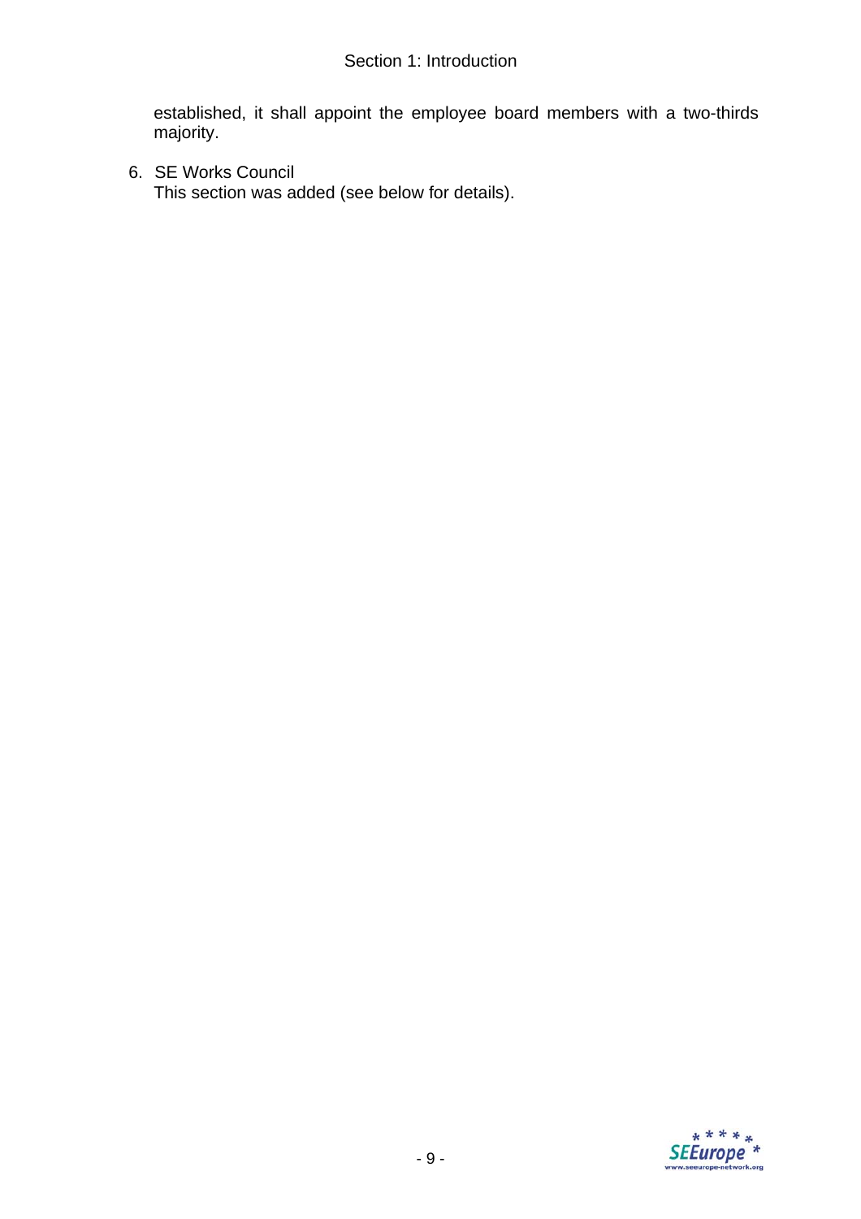established, it shall appoint the employee board members with a two-thirds majority.

6. SE Works Council
   This section was added (see below for details).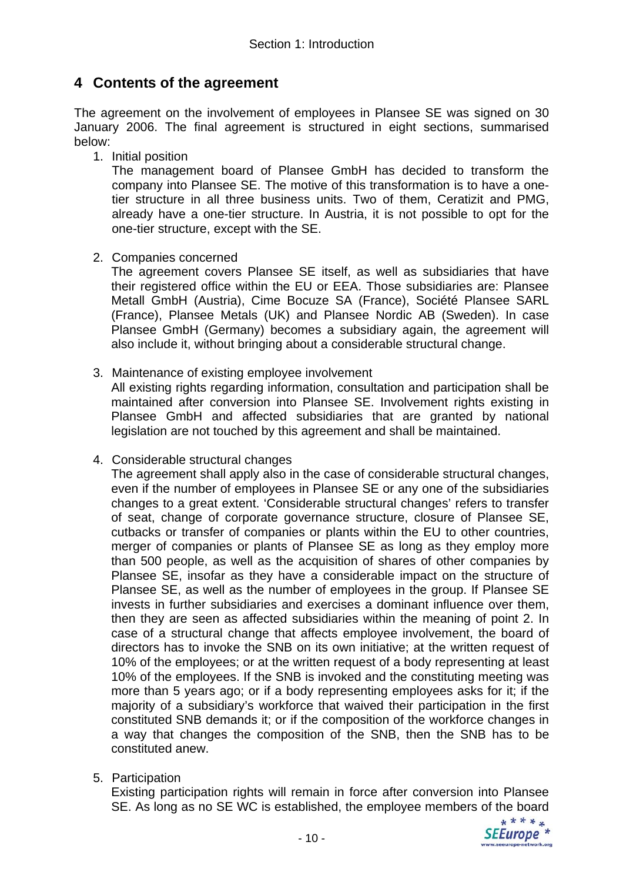## 4 Contents of the agreement

The agreement on the involvement of employees in Plansee SE was signed on 30 January 2006. The final agreement is structured in eight sections, summarised below:

1. Initial position

   The management board of Plansee GmbH has decided to transform the company into Plansee SE. The motive of this transformation is to have a one-tier structure in all three business units. Two of them, Ceratizit and PMG, already have a one-tier structure. In Austria, it is not possible to opt for the one-tier structure, except with the SE.

2. Companies concerned

   The agreement covers Plansee SE itself, as well as subsidiaries that have their registered office within the EU or EEA. Those subsidiaries are: Plansee Metall GmbH (Austria), Cime Bocuze SA (France), Société Plansee SARL (France), Plansee Metals (UK) and Plansee Nordic AB (Sweden). In case Plansee GmbH (Germany) becomes a subsidiary again, the agreement will also include it, without bringing about a considerable structural change.

3. Maintenance of existing employee involvement

   All existing rights regarding information, consultation and participation shall be maintained after conversion into Plansee SE. Involvement rights existing in Plansee GmbH and affected subsidiaries that are granted by national legislation are not touched by this agreement and shall be maintained.

4. Considerable structural changes

   The agreement shall apply also in the case of considerable structural changes, even if the number of employees in Plansee SE or any one of the subsidiaries changes to a great extent. 'Considerable structural changes' refers to transfer of seat, change of corporate governance structure, closure of Plansee SE, cutbacks or transfer of companies or plants within the EU to other countries, merger of companies or plants of Plansee SE as long as they employ more than 500 people, as well as the acquisition of shares of other companies by Plansee SE, insofar as they have a considerable impact on the structure of Plansee SE, as well as the number of employees in the group. If Plansee SE invests in further subsidiaries and exercises a dominant influence over them, then they are seen as affected subsidiaries within the meaning of point 2. In case of a structural change that affects employee involvement, the board of directors has to invoke the SNB on its own initiative; at the written request of 10% of the employees; or at the written request of a body representing at least 10% of the employees. If the SNB is invoked and the constituting meeting was more than 5 years ago; or if a body representing employees asks for it; if the majority of a subsidiary's workforce that waived their participation in the first constituted SNB demands it; or if the composition of the workforce changes in a way that changes the composition of the SNB, then the SNB has to be constituted anew.

5. Participation

   Existing participation rights will remain in force after conversion into Plansee SE. As long as no SE WC is established, the employee members of the board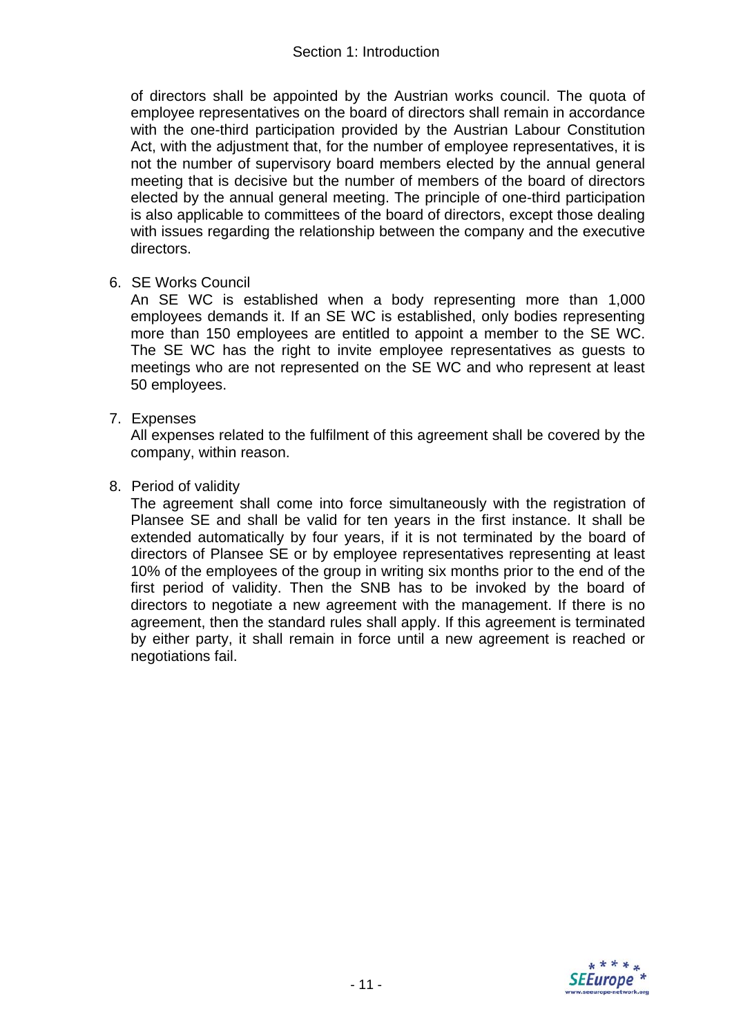of directors shall be appointed by the Austrian works council. The quota of employee representatives on the board of directors shall remain in accordance with the one-third participation provided by the Austrian Labour Constitution Act, with the adjustment that, for the number of employee representatives, it is not the number of supervisory board members elected by the annual general meeting that is decisive but the number of members of the board of directors elected by the annual general meeting. The principle of one-third participation is also applicable to committees of the board of directors, except those dealing with issues regarding the relationship between the company and the executive directors.

6. SE Works Council
   An SE WC is established when a body representing more than 1,000 employees demands it. If an SE WC is established, only bodies representing more than 150 employees are entitled to appoint a member to the SE WC. The SE WC has the right to invite employee representatives as guests to meetings who are not represented on the SE WC and who represent at least 50 employees.

7. Expenses
   All expenses related to the fulfilment of this agreement shall be covered by the company, within reason.

8. Period of validity
   The agreement shall come into force simultaneously with the registration of Plansee SE and shall be valid for ten years in the first instance. It shall be extended automatically by four years, if it is not terminated by the board of directors of Plansee SE or by employee representatives representing at least 10% of the employees of the group in writing six months prior to the end of the first period of validity. Then the SNB has to be invoked by the board of directors to negotiate a new agreement with the management. If there is no agreement, then the standard rules shall apply. If this agreement is terminated by either party, it shall remain in force until a new agreement is reached or negotiations fail.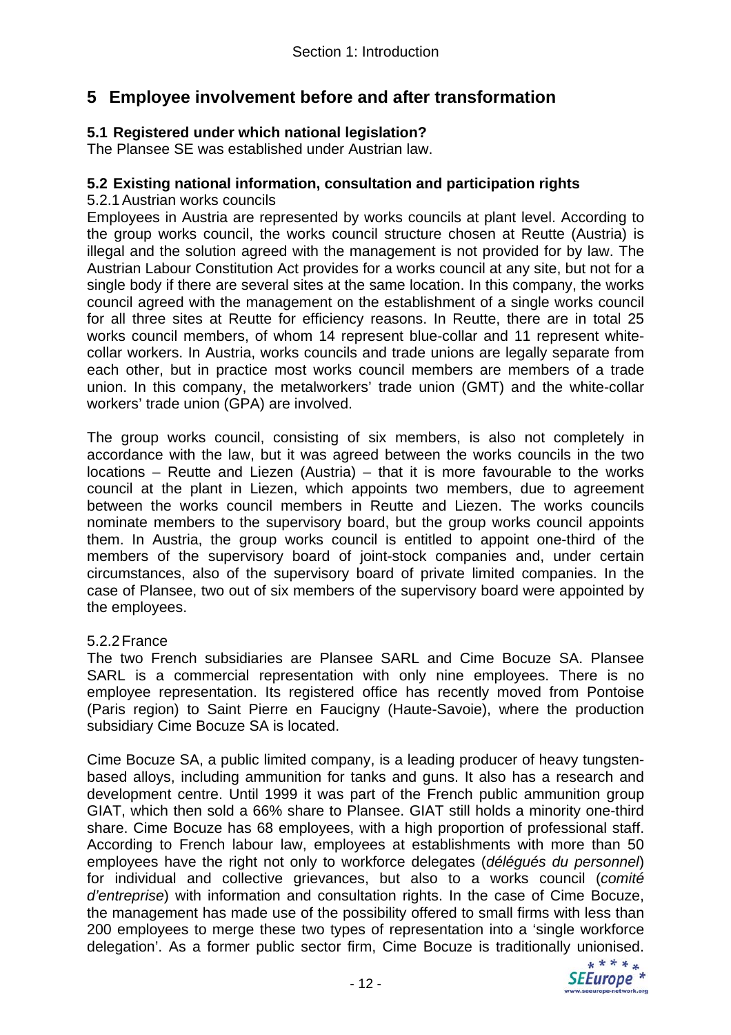# 5 Employee involvement before and after transformation

## 5.1 Registered under which national legislation?

The Plansee SE was established under Austrian law.

## 5.2 Existing national information, consultation and participation rights

### 5.2.1 Austrian works councils

Employees in Austria are represented by works councils at plant level. According to the group works council, the works council structure chosen at Reutte (Austria) is illegal and the solution agreed with the management is not provided for by law. The Austrian Labour Constitution Act provides for a works council at any site, but not for a single body if there are several sites at the same location. In this company, the works council agreed with the management on the establishment of a single works council for all three sites at Reutte for efficiency reasons. In Reutte, there are in total 25 works council members, of whom 14 represent blue-collar and 11 represent white-collar workers. In Austria, works councils and trade unions are legally separate from each other, but in practice most works council members are members of a trade union. In this company, the metalworkers' trade union (GMT) and the white-collar workers' trade union (GPA) are involved.

The group works council, consisting of six members, is also not completely in accordance with the law, but it was agreed between the works councils in the two locations – Reutte and Liezen (Austria) – that it is more favourable to the works council at the plant in Liezen, which appoints two members, due to agreement between the works council members in Reutte and Liezen. The works councils nominate members to the supervisory board, but the group works council appoints them. In Austria, the group works council is entitled to appoint one-third of the members of the supervisory board of joint-stock companies and, under certain circumstances, also of the supervisory board of private limited companies. In the case of Plansee, two out of six members of the supervisory board were appointed by the employees.

### 5.2.2 France

The two French subsidiaries are Plansee SARL and Cime Bocuze SA. Plansee SARL is a commercial representation with only nine employees. There is no employee representation. Its registered office has recently moved from Pontoise (Paris region) to Saint Pierre en Faucigny (Haute-Savoie), where the production subsidiary Cime Bocuze SA is located.

Cime Bocuze SA, a public limited company, is a leading producer of heavy tungsten-based alloys, including ammunition for tanks and guns. It also has a research and development centre. Until 1999 it was part of the French public ammunition group GIAT, which then sold a 66% share to Plansee. GIAT still holds a minority one-third share. Cime Bocuze has 68 employees, with a high proportion of professional staff. According to French labour law, employees at establishments with more than 50 employees have the right not only to workforce delegates (*délégués du personnel*) for individual and collective grievances, but also to a works council (*comité d'entreprise*) with information and consultation rights. In the case of Cime Bocuze, the management has made use of the possibility offered to small firms with less than 200 employees to merge these two types of representation into a 'single workforce delegation'. As a former public sector firm, Cime Bocuze is traditionally unionised.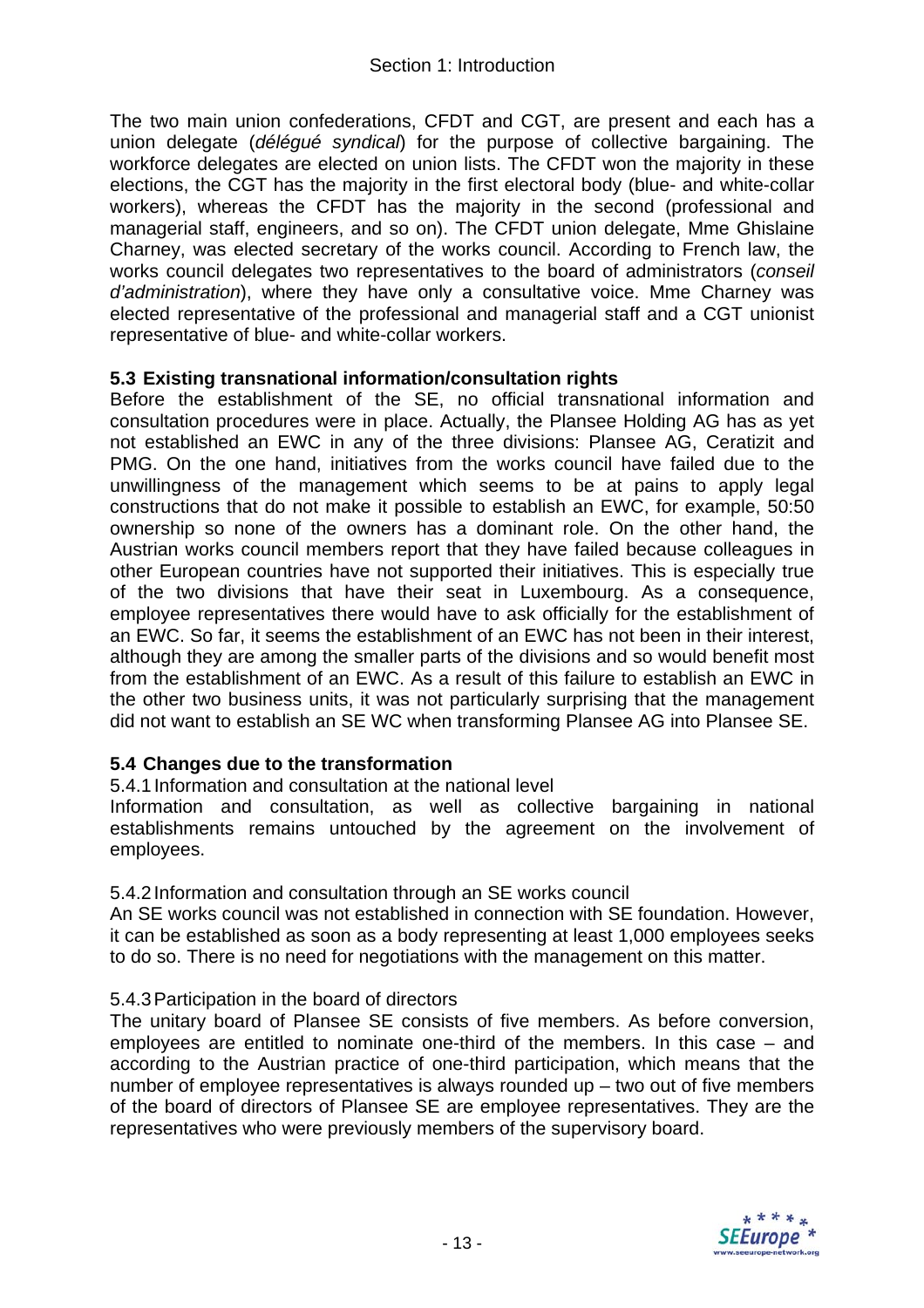The two main union confederations, CFDT and CGT, are present and each has a union delegate (*délégué syndical*) for the purpose of collective bargaining. The workforce delegates are elected on union lists. The CFDT won the majority in these elections, the CGT has the majority in the first electoral body (blue- and white-collar workers), whereas the CFDT has the majority in the second (professional and managerial staff, engineers, and so on). The CFDT union delegate, Mme Ghislaine Charney, was elected secretary of the works council. According to French law, the works council delegates two representatives to the board of administrators (*conseil d'administration*), where they have only a consultative voice. Mme Charney was elected representative of the professional and managerial staff and a CGT unionist representative of blue- and white-collar workers.

### 5.3 Existing transnational information/consultation rights

Before the establishment of the SE, no official transnational information and consultation procedures were in place. Actually, the Plansee Holding AG has as yet not established an EWC in any of the three divisions: Plansee AG, Ceratizit and PMG. On the one hand, initiatives from the works council have failed due to the unwillingness of the management which seems to be at pains to apply legal constructions that do not make it possible to establish an EWC, for example, 50:50 ownership so none of the owners has a dominant role. On the other hand, the Austrian works council members report that they have failed because colleagues in other European countries have not supported their initiatives. This is especially true of the two divisions that have their seat in Luxembourg. As a consequence, employee representatives there would have to ask officially for the establishment of an EWC. So far, it seems the establishment of an EWC has not been in their interest, although they are among the smaller parts of the divisions and so would benefit most from the establishment of an EWC. As a result of this failure to establish an EWC in the other two business units, it was not particularly surprising that the management did not want to establish an SE WC when transforming Plansee AG into Plansee SE.

### 5.4 Changes due to the transformation

#### 5.4.1 Information and consultation at the national level

Information and consultation, as well as collective bargaining in national establishments remains untouched by the agreement on the involvement of employees.

#### 5.4.2 Information and consultation through an SE works council

An SE works council was not established in connection with SE foundation. However, it can be established as soon as a body representing at least 1,000 employees seeks to do so. There is no need for negotiations with the management on this matter.

#### 5.4.3 Participation in the board of directors

The unitary board of Plansee SE consists of five members. As before conversion, employees are entitled to nominate one-third of the members. In this case – and according to the Austrian practice of one-third participation, which means that the number of employee representatives is always rounded up – two out of five members of the board of directors of Plansee SE are employee representatives. They are the representatives who were previously members of the supervisory board.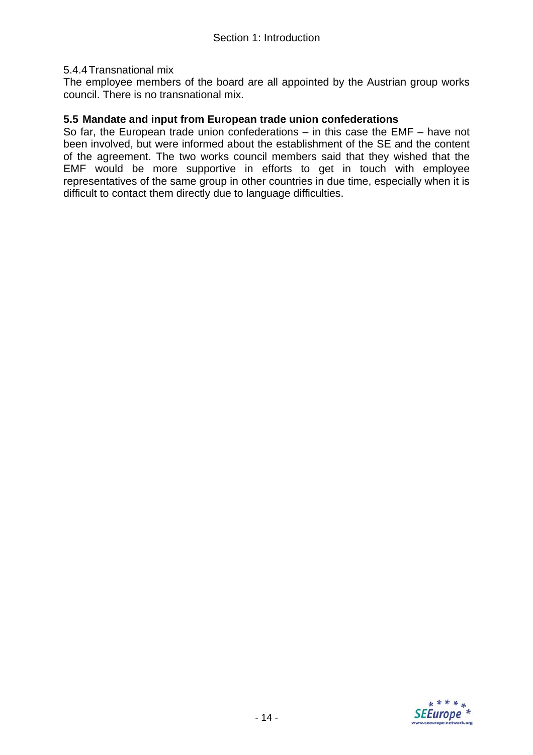#### 5.4.4 Transnational mix

The employee members of the board are all appointed by the Austrian group works council. There is no transnational mix.

### 5.5 Mandate and input from European trade union confederations

So far, the European trade union confederations – in this case the EMF – have not been involved, but were informed about the establishment of the SE and the content of the agreement. The two works council members said that they wished that the EMF would be more supportive in efforts to get in touch with employee representatives of the same group in other countries in due time, especially when it is difficult to contact them directly due to language difficulties.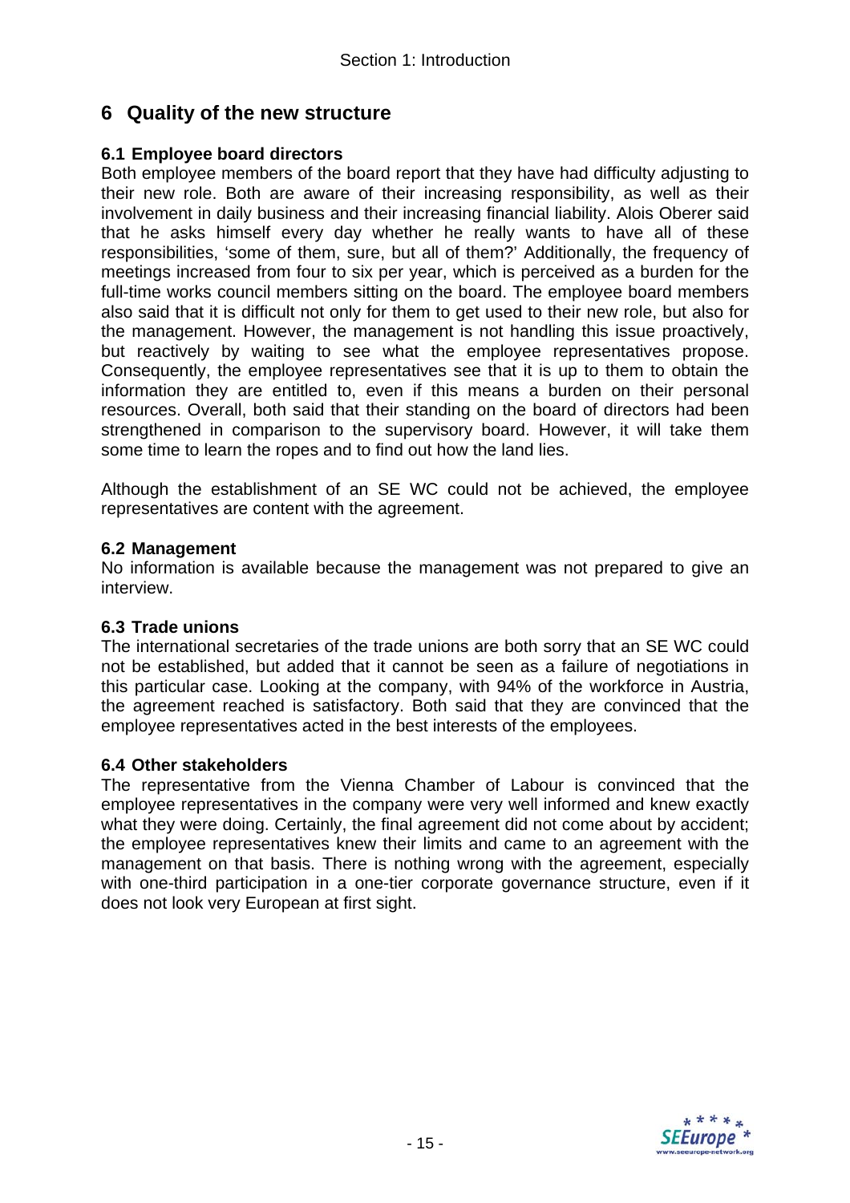## 6 Quality of the new structure

### 6.1 Employee board directors

Both employee members of the board report that they have had difficulty adjusting to their new role. Both are aware of their increasing responsibility, as well as their involvement in daily business and their increasing financial liability. Alois Oberer said that he asks himself every day whether he really wants to have all of these responsibilities, 'some of them, sure, but all of them?' Additionally, the frequency of meetings increased from four to six per year, which is perceived as a burden for the full-time works council members sitting on the board. The employee board members also said that it is difficult not only for them to get used to their new role, but also for the management. However, the management is not handling this issue proactively, but reactively by waiting to see what the employee representatives propose. Consequently, the employee representatives see that it is up to them to obtain the information they are entitled to, even if this means a burden on their personal resources. Overall, both said that their standing on the board of directors had been strengthened in comparison to the supervisory board. However, it will take them some time to learn the ropes and to find out how the land lies.

Although the establishment of an SE WC could not be achieved, the employee representatives are content with the agreement.

### 6.2 Management

No information is available because the management was not prepared to give an interview.

### 6.3 Trade unions

The international secretaries of the trade unions are both sorry that an SE WC could not be established, but added that it cannot be seen as a failure of negotiations in this particular case. Looking at the company, with 94% of the workforce in Austria, the agreement reached is satisfactory. Both said that they are convinced that the employee representatives acted in the best interests of the employees.

### 6.4 Other stakeholders

The representative from the Vienna Chamber of Labour is convinced that the employee representatives in the company were very well informed and knew exactly what they were doing. Certainly, the final agreement did not come about by accident; the employee representatives knew their limits and came to an agreement with the management on that basis. There is nothing wrong with the agreement, especially with one-third participation in a one-tier corporate governance structure, even if it does not look very European at first sight.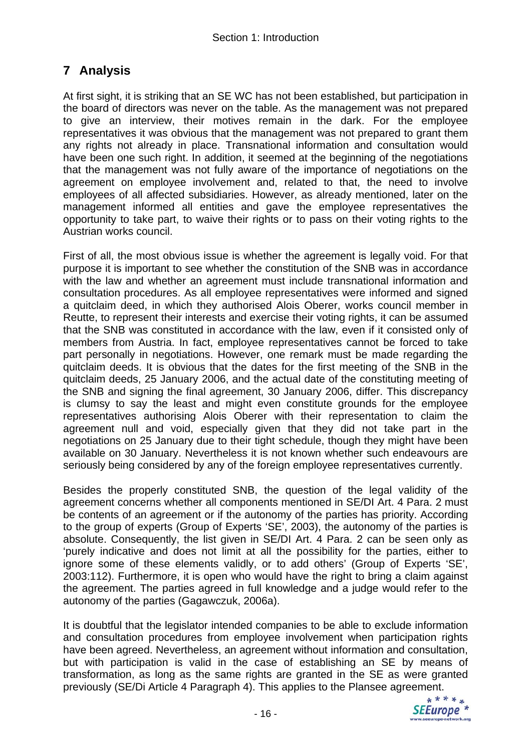## 7 Analysis

At first sight, it is striking that an SE WC has not been established, but participation in the board of directors was never on the table. As the management was not prepared to give an interview, their motives remain in the dark. For the employee representatives it was obvious that the management was not prepared to grant them any rights not already in place. Transnational information and consultation would have been one such right. In addition, it seemed at the beginning of the negotiations that the management was not fully aware of the importance of negotiations on the agreement on employee involvement and, related to that, the need to involve employees of all affected subsidiaries. However, as already mentioned, later on the management informed all entities and gave the employee representatives the opportunity to take part, to waive their rights or to pass on their voting rights to the Austrian works council.

First of all, the most obvious issue is whether the agreement is legally void. For that purpose it is important to see whether the constitution of the SNB was in accordance with the law and whether an agreement must include transnational information and consultation procedures. As all employee representatives were informed and signed a quitclaim deed, in which they authorised Alois Oberer, works council member in Reutte, to represent their interests and exercise their voting rights, it can be assumed that the SNB was constituted in accordance with the law, even if it consisted only of members from Austria. In fact, employee representatives cannot be forced to take part personally in negotiations. However, one remark must be made regarding the quitclaim deeds. It is obvious that the dates for the first meeting of the SNB in the quitclaim deeds, 25 January 2006, and the actual date of the constituting meeting of the SNB and signing the final agreement, 30 January 2006, differ. This discrepancy is clumsy to say the least and might even constitute grounds for the employee representatives authorising Alois Oberer with their representation to claim the agreement null and void, especially given that they did not take part in the negotiations on 25 January due to their tight schedule, though they might have been available on 30 January. Nevertheless it is not known whether such endeavours are seriously being considered by any of the foreign employee representatives currently.

Besides the properly constituted SNB, the question of the legal validity of the agreement concerns whether all components mentioned in SE/DI Art. 4 Para. 2 must be contents of an agreement or if the autonomy of the parties has priority. According to the group of experts (Group of Experts 'SE', 2003), the autonomy of the parties is absolute. Consequently, the list given in SE/DI Art. 4 Para. 2 can be seen only as 'purely indicative and does not limit at all the possibility for the parties, either to ignore some of these elements validly, or to add others' (Group of Experts 'SE', 2003:112). Furthermore, it is open who would have the right to bring a claim against the agreement. The parties agreed in full knowledge and a judge would refer to the autonomy of the parties (Gagawczuk, 2006a).

It is doubtful that the legislator intended companies to be able to exclude information and consultation procedures from employee involvement when participation rights have been agreed. Nevertheless, an agreement without information and consultation, but with participation is valid in the case of establishing an SE by means of transformation, as long as the same rights are granted in the SE as were granted previously (SE/Di Article 4 Paragraph 4). This applies to the Plansee agreement.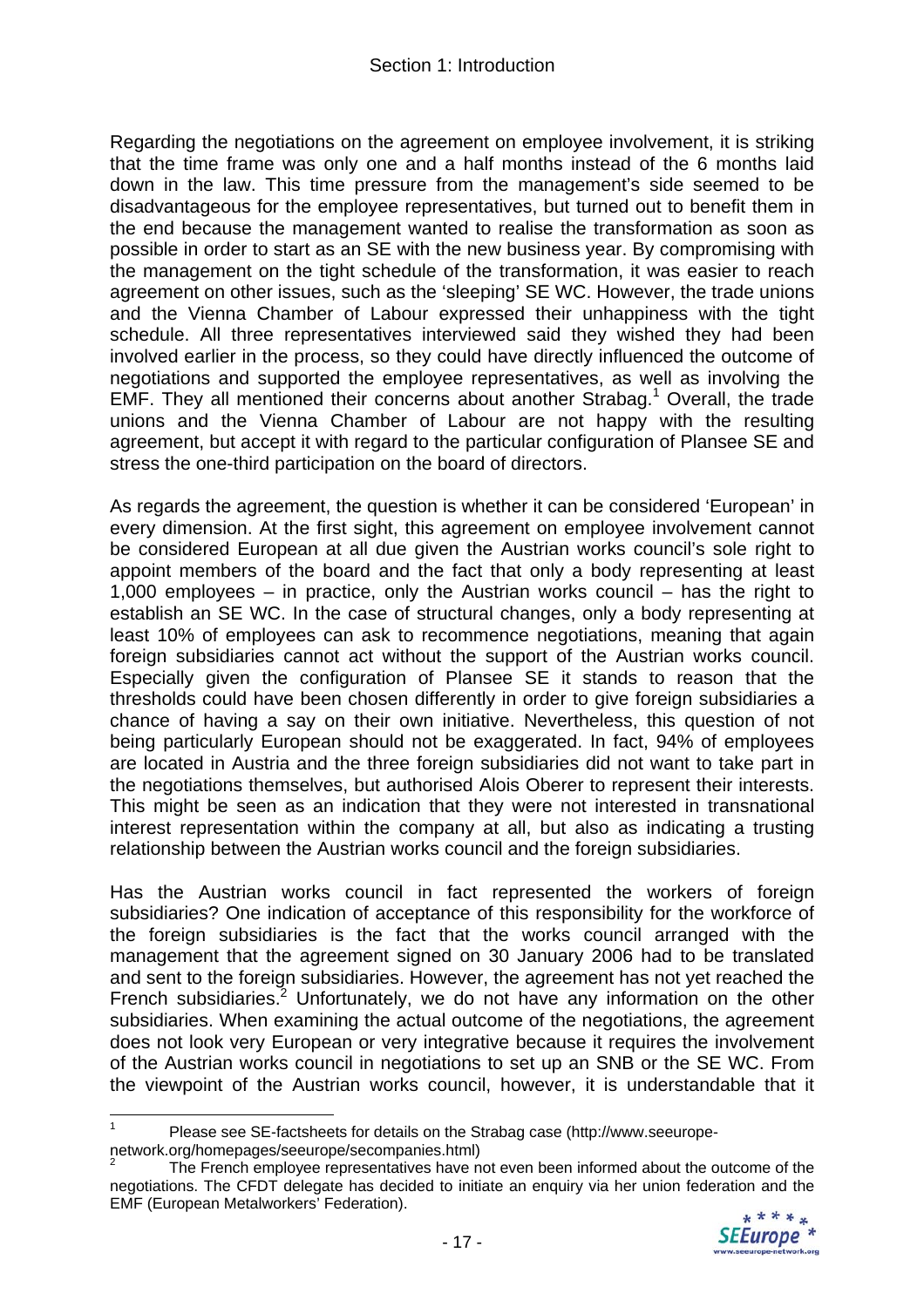Regarding the negotiations on the agreement on employee involvement, it is striking that the time frame was only one and a half months instead of the 6 months laid down in the law. This time pressure from the management's side seemed to be disadvantageous for the employee representatives, but turned out to benefit them in the end because the management wanted to realise the transformation as soon as possible in order to start as an SE with the new business year. By compromising with the management on the tight schedule of the transformation, it was easier to reach agreement on other issues, such as the 'sleeping' SE WC. However, the trade unions and the Vienna Chamber of Labour expressed their unhappiness with the tight schedule. All three representatives interviewed said they wished they had been involved earlier in the process, so they could have directly influenced the outcome of negotiations and supported the employee representatives, as well as involving the EMF. They all mentioned their concerns about another Strabag.[1] Overall, the trade unions and the Vienna Chamber of Labour are not happy with the resulting agreement, but accept it with regard to the particular configuration of Plansee SE and stress the one-third participation on the board of directors.

As regards the agreement, the question is whether it can be considered 'European' in every dimension. At the first sight, this agreement on employee involvement cannot be considered European at all due given the Austrian works council's sole right to appoint members of the board and the fact that only a body representing at least 1,000 employees – in practice, only the Austrian works council – has the right to establish an SE WC. In the case of structural changes, only a body representing at least 10% of employees can ask to recommence negotiations, meaning that again foreign subsidiaries cannot act without the support of the Austrian works council. Especially given the configuration of Plansee SE it stands to reason that the thresholds could have been chosen differently in order to give foreign subsidiaries a chance of having a say on their own initiative. Nevertheless, this question of not being particularly European should not be exaggerated. In fact, 94% of employees are located in Austria and the three foreign subsidiaries did not want to take part in the negotiations themselves, but authorised Alois Oberer to represent their interests. This might be seen as an indication that they were not interested in transnational interest representation within the company at all, but also as indicating a trusting relationship between the Austrian works council and the foreign subsidiaries.

Has the Austrian works council in fact represented the workers of foreign subsidiaries? One indication of acceptance of this responsibility for the workforce of the foreign subsidiaries is the fact that the works council arranged with the management that the agreement signed on 30 January 2006 had to be translated and sent to the foreign subsidiaries. However, the agreement has not yet reached the French subsidiaries.[2] Unfortunately, we do not have any information on the other subsidiaries. When examining the actual outcome of the negotiations, the agreement does not look very European or very integrative because it requires the involvement of the Austrian works council in negotiations to set up an SNB or the SE WC. From the viewpoint of the Austrian works council, however, it is understandable that it

---

[1] Please see SE-factsheets for details on the Strabag case (http://www.seeurope-network.org/homepages/seeurope/secompanies.html)

[2] The French employee representatives have not even been informed about the outcome of the negotiations. The CFDT delegate has decided to initiate an enquiry via her union federation and the EMF (European Metalworkers' Federation).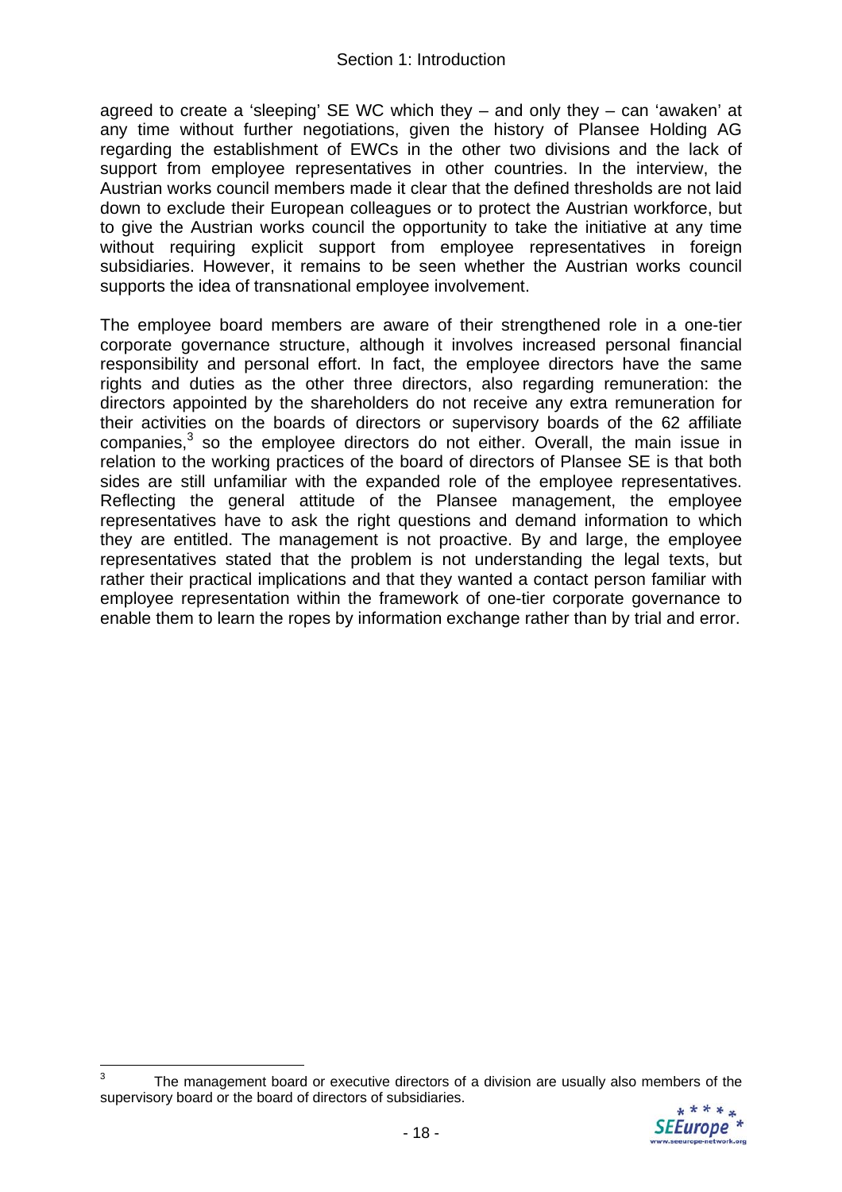agreed to create a 'sleeping' SE WC which they – and only they – can 'awaken' at any time without further negotiations, given the history of Plansee Holding AG regarding the establishment of EWCs in the other two divisions and the lack of support from employee representatives in other countries. In the interview, the Austrian works council members made it clear that the defined thresholds are not laid down to exclude their European colleagues or to protect the Austrian workforce, but to give the Austrian works council the opportunity to take the initiative at any time without requiring explicit support from employee representatives in foreign subsidiaries. However, it remains to be seen whether the Austrian works council supports the idea of transnational employee involvement.

The employee board members are aware of their strengthened role in a one-tier corporate governance structure, although it involves increased personal financial responsibility and personal effort. In fact, the employee directors have the same rights and duties as the other three directors, also regarding remuneration: the directors appointed by the shareholders do not receive any extra remuneration for their activities on the boards of directors or supervisory boards of the 62 affiliate companies,[3] so the employee directors do not either. Overall, the main issue in relation to the working practices of the board of directors of Plansee SE is that both sides are still unfamiliar with the expanded role of the employee representatives. Reflecting the general attitude of the Plansee management, the employee representatives have to ask the right questions and demand information to which they are entitled. The management is not proactive. By and large, the employee representatives stated that the problem is not understanding the legal texts, but rather their practical implications and that they wanted a contact person familiar with employee representation within the framework of one-tier corporate governance to enable them to learn the ropes by information exchange rather than by trial and error.

[3] The management board or executive directors of a division are usually also members of the supervisory board or the board of directors of subsidiaries.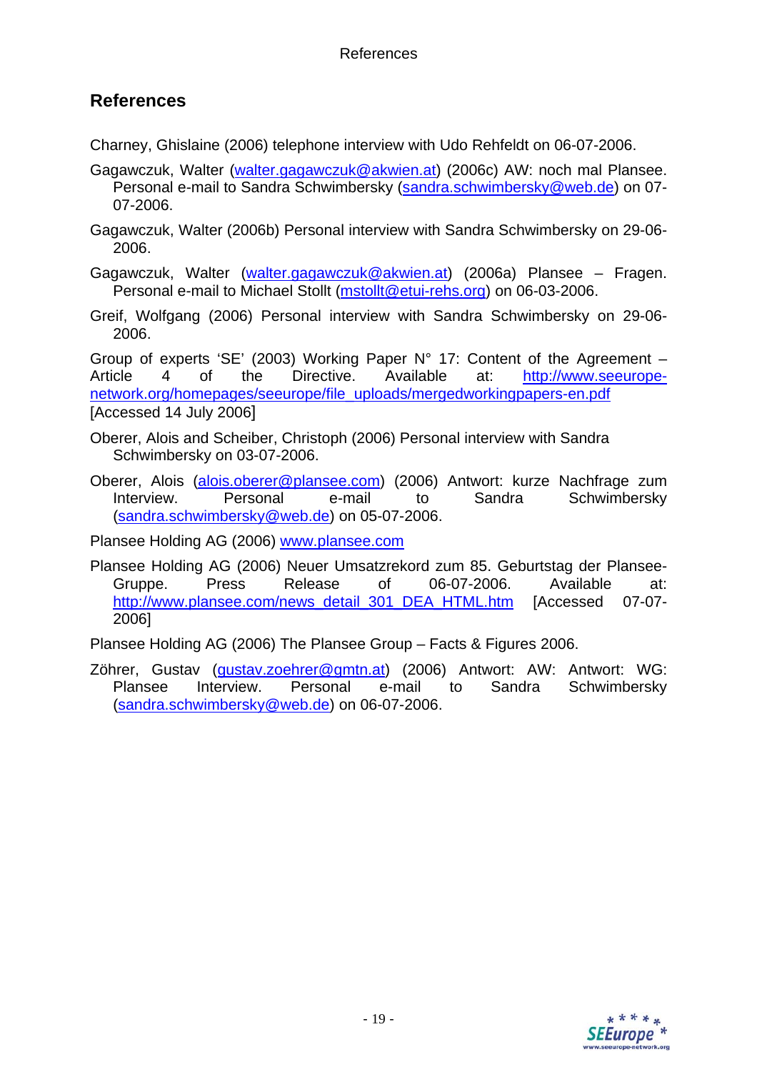## References

Charney, Ghislaine (2006) telephone interview with Udo Rehfeldt on 06-07-2006.

Gagawczuk, Walter (walter.gagawczuk@akwien.at) (2006c) AW: noch mal Plansee. Personal e-mail to Sandra Schwimbersky (sandra.schwimbersky@web.de) on 07-07-2006.

Gagawczuk, Walter (2006b) Personal interview with Sandra Schwimbersky on 29-06-2006.

Gagawczuk, Walter (walter.gagawczuk@akwien.at) (2006a) Plansee – Fragen. Personal e-mail to Michael Stollt (mstollt@etui-rehs.org) on 06-03-2006.

Greif, Wolfgang (2006) Personal interview with Sandra Schwimbersky on 29-06-2006.

Group of experts 'SE' (2003) Working Paper N° 17: Content of the Agreement – Article 4 of the Directive. Available at: http://www.seeurope-network.org/homepages/seeurope/file_uploads/mergedworkingpapers-en.pdf [Accessed 14 July 2006]

Oberer, Alois and Scheiber, Christoph (2006) Personal interview with Sandra Schwimbersky on 03-07-2006.

Oberer, Alois (alois.oberer@plansee.com) (2006) Antwort: kurze Nachfrage zum Interview. Personal e-mail to Sandra Schwimbersky (sandra.schwimbersky@web.de) on 05-07-2006.

Plansee Holding AG (2006) www.plansee.com

Plansee Holding AG (2006) Neuer Umsatzrekord zum 85. Geburtstag der Plansee-Gruppe. Press Release of 06-07-2006. Available at: http://www.plansee.com/news_detail_301_DEA_HTML.htm [Accessed 07-07-2006]

Plansee Holding AG (2006) The Plansee Group – Facts & Figures 2006.

Zöhrer, Gustav (gustav.zoehrer@gmtn.at) (2006) Antwort: AW: Antwort: WG: Plansee Interview. Personal e-mail to Sandra Schwimbersky (sandra.schwimbersky@web.de) on 06-07-2006.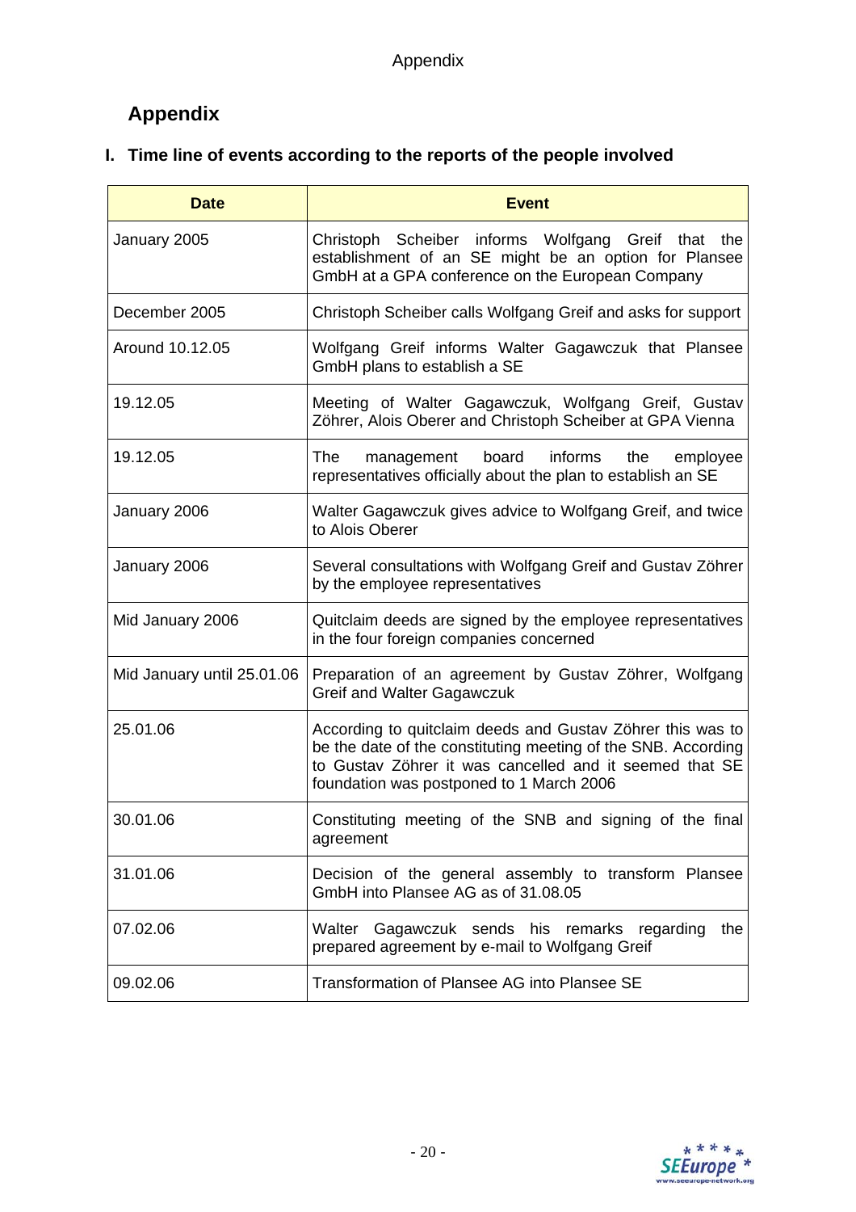# Appendix

## I. Time line of events according to the reports of the people involved

| Date | Event |
|---|---|
| January 2005 | Christoph Scheiber informs Wolfgang Greif that the establishment of an SE might be an option for Plansee GmbH at a GPA conference on the European Company |
| December 2005 | Christoph Scheiber calls Wolfgang Greif and asks for support |
| Around 10.12.05 | Wolfgang Greif informs Walter Gagawczuk that Plansee GmbH plans to establish a SE |
| 19.12.05 | Meeting of Walter Gagawczuk, Wolfgang Greif, Gustav Zöhrer, Alois Oberer and Christoph Scheiber at GPA Vienna |
| 19.12.05 | The management board informs the employee representatives officially about the plan to establish an SE |
| January 2006 | Walter Gagawczuk gives advice to Wolfgang Greif, and twice to Alois Oberer |
| January 2006 | Several consultations with Wolfgang Greif and Gustav Zöhrer by the employee representatives |
| Mid January 2006 | Quitclaim deeds are signed by the employee representatives in the four foreign companies concerned |
| Mid January until 25.01.06 | Preparation of an agreement by Gustav Zöhrer, Wolfgang Greif and Walter Gagawczuk |
| 25.01.06 | According to quitclaim deeds and Gustav Zöhrer this was to be the date of the constituting meeting of the SNB. According to Gustav Zöhrer it was cancelled and it seemed that SE foundation was postponed to 1 March 2006 |
| 30.01.06 | Constituting meeting of the SNB and signing of the final agreement |
| 31.01.06 | Decision of the general assembly to transform Plansee GmbH into Plansee AG as of 31.08.05 |
| 07.02.06 | Walter Gagawczuk sends his remarks regarding the prepared agreement by e-mail to Wolfgang Greif |
| 09.02.06 | Transformation of Plansee AG into Plansee SE |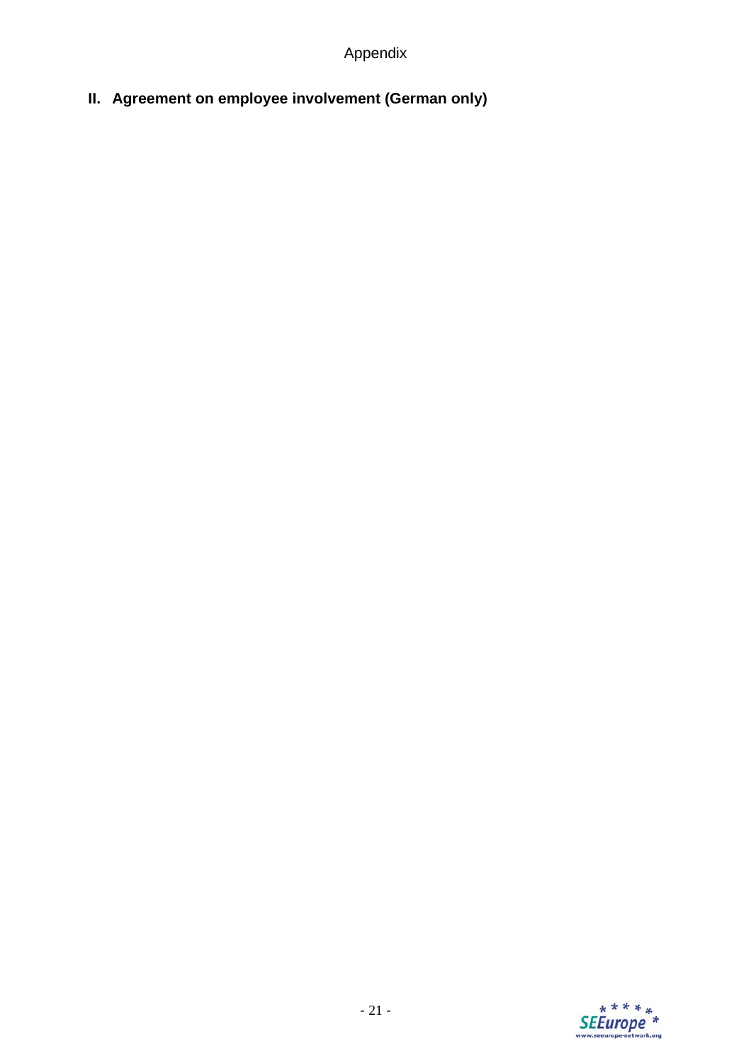## II. Agreement on employee involvement (German only)